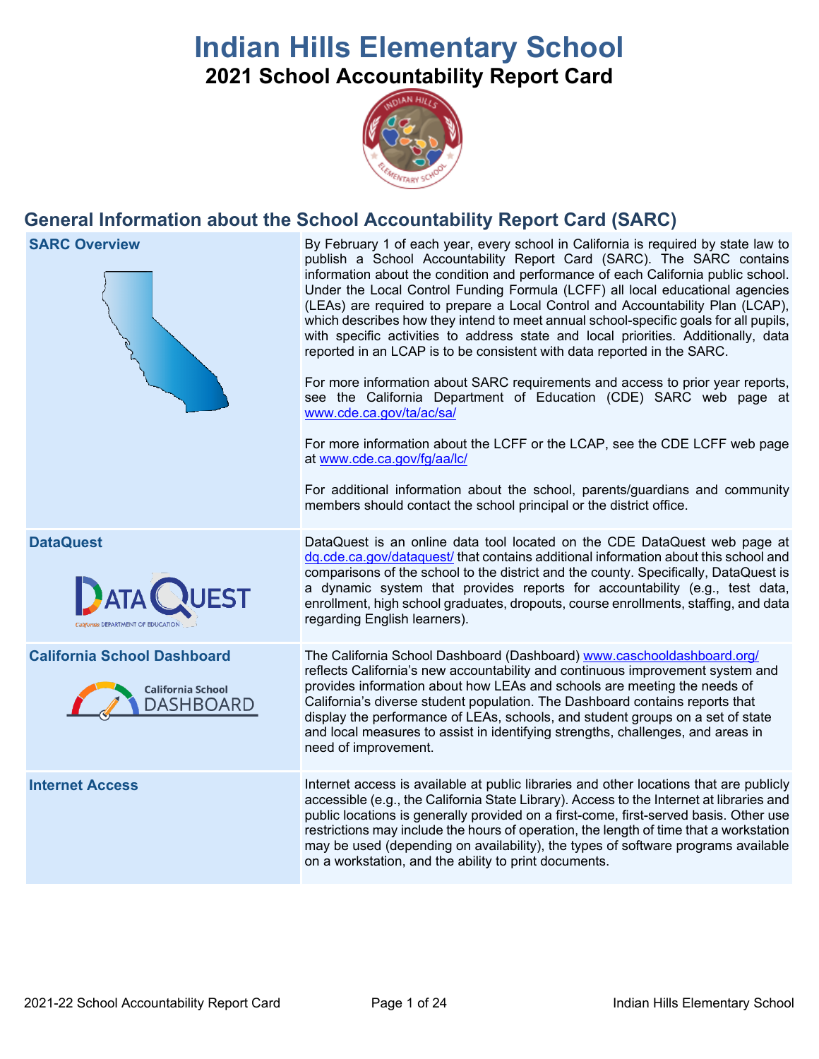# Indian Hills Elementary School

## 2021 School Accountability Report Card

## General Information about the School Accountability Report Card (SARC)

| | |
|---|---|
| **SARC Overview** | By February 1 of each year, every school in California is required by state law to publish a School Accountability Report Card (SARC). The SARC contains information about the condition and performance of each California public school. Under the Local Control Funding Formula (LCFF) all local educational agencies (LEAs) are required to prepare a Local Control and Accountability Plan (LCAP), which describes how they intend to meet annual school-specific goals for all pupils, with specific activities to address state and local priorities. Additionally, data reported in an LCAP is to be consistent with data reported in the SARC.<br><br>For more information about SARC requirements and access to prior year reports, see the California Department of Education (CDE) SARC web page at www.cde.ca.gov/ta/ac/sa/<br><br>For more information about the LCFF or the LCAP, see the CDE LCFF web page at www.cde.ca.gov/fg/aa/lc/<br><br>For additional information about the school, parents/guardians and community members should contact the school principal or the district office. |
| **DataQuest** | DataQuest is an online data tool located on the CDE DataQuest web page at dq.cde.ca.gov/dataquest/ that contains additional information about this school and comparisons of the school to the district and the county. Specifically, DataQuest is a dynamic system that provides reports for accountability (e.g., test data, enrollment, high school graduates, dropouts, course enrollments, staffing, and data regarding English learners). |
| **California School Dashboard** | The California School Dashboard (Dashboard) www.caschooldashboard.org/ reflects California's new accountability and continuous improvement system and provides information about how LEAs and schools are meeting the needs of California's diverse student population. The Dashboard contains reports that display the performance of LEAs, schools, and student groups on a set of state and local measures to assist in identifying strengths, challenges, and areas in need of improvement. |
| **Internet Access** | Internet access is available at public libraries and other locations that are publicly accessible (e.g., the California State Library). Access to the Internet at libraries and public locations is generally provided on a first-come, first-served basis. Other use restrictions may include the hours of operation, the length of time that a workstation may be used (depending on availability), the types of software programs available on a workstation, and the ability to print documents. |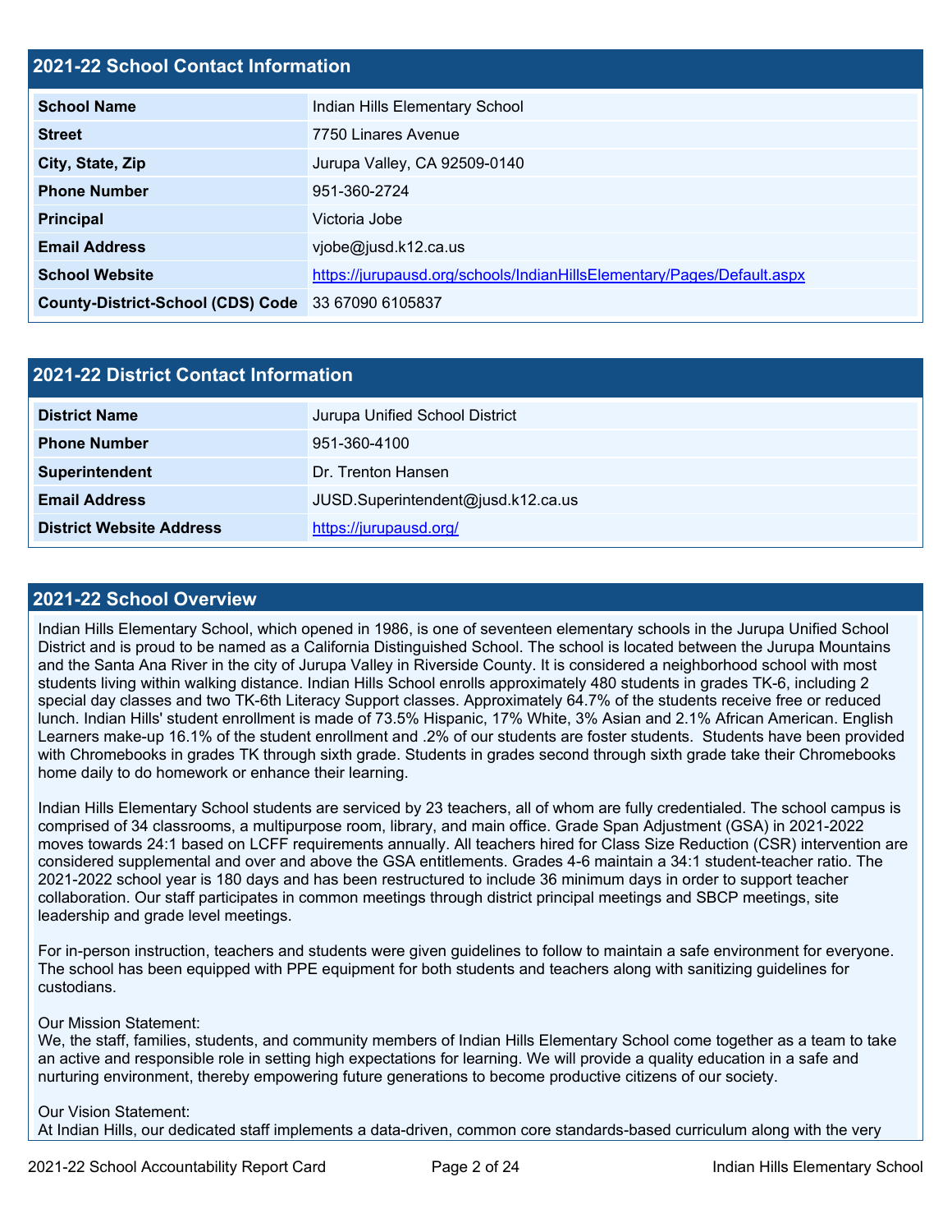## 2021-22 School Contact Information

| 2021-22 School Contact Information | |
| --- | --- |
| **School Name** | Indian Hills Elementary School |
| **Street** | 7750 Linares Avenue |
| **City, State, Zip** | Jurupa Valley, CA 92509-0140 |
| **Phone Number** | 951-360-2724 |
| **Principal** | Victoria Jobe |
| **Email Address** | vjobe@jusd.k12.ca.us |
| **School Website** | https://jurupausd.org/schools/IndianHillsElementary/Pages/Default.aspx |
| **County-District-School (CDS) Code** | 33 67090 6105837 |

## 2021-22 District Contact Information

| 2021-22 District Contact Information | |
| --- | --- |
| **District Name** | Jurupa Unified School District |
| **Phone Number** | 951-360-4100 |
| **Superintendent** | Dr. Trenton Hansen |
| **Email Address** | JUSD.Superintendent@jusd.k12.ca.us |
| **District Website Address** | https://jurupausd.org/ |

## 2021-22 School Overview

Indian Hills Elementary School, which opened in 1986, is one of seventeen elementary schools in the Jurupa Unified School District and is proud to be named as a California Distinguished School. The school is located between the Jurupa Mountains and the Santa Ana River in the city of Jurupa Valley in Riverside County. It is considered a neighborhood school with most students living within walking distance. Indian Hills School enrolls approximately 480 students in grades TK-6, including 2 special day classes and two TK-6th Literacy Support classes. Approximately 64.7% of the students receive free or reduced lunch. Indian Hills' student enrollment is made of 73.5% Hispanic, 17% White, 3% Asian and 2.1% African American. English Learners make-up 16.1% of the student enrollment and .2% of our students are foster students. Students have been provided with Chromebooks in grades TK through sixth grade. Students in grades second through sixth grade take their Chromebooks home daily to do homework or enhance their learning.

Indian Hills Elementary School students are serviced by 23 teachers, all of whom are fully credentialed. The school campus is comprised of 34 classrooms, a multipurpose room, library, and main office. Grade Span Adjustment (GSA) in 2021-2022 moves towards 24:1 based on LCFF requirements annually. All teachers hired for Class Size Reduction (CSR) intervention are considered supplemental and over and above the GSA entitlements. Grades 4-6 maintain a 34:1 student-teacher ratio. The 2021-2022 school year is 180 days and has been restructured to include 36 minimum days in order to support teacher collaboration. Our staff participates in common meetings through district principal meetings and SBCP meetings, site leadership and grade level meetings.

For in-person instruction, teachers and students were given guidelines to follow to maintain a safe environment for everyone. The school has been equipped with PPE equipment for both students and teachers along with sanitizing guidelines for custodians.

Our Mission Statement:
We, the staff, families, students, and community members of Indian Hills Elementary School come together as a team to take an active and responsible role in setting high expectations for learning. We will provide a quality education in a safe and nurturing environment, thereby empowering future generations to become productive citizens of our society.

Our Vision Statement:
At Indian Hills, our dedicated staff implements a data-driven, common core standards-based curriculum along with the very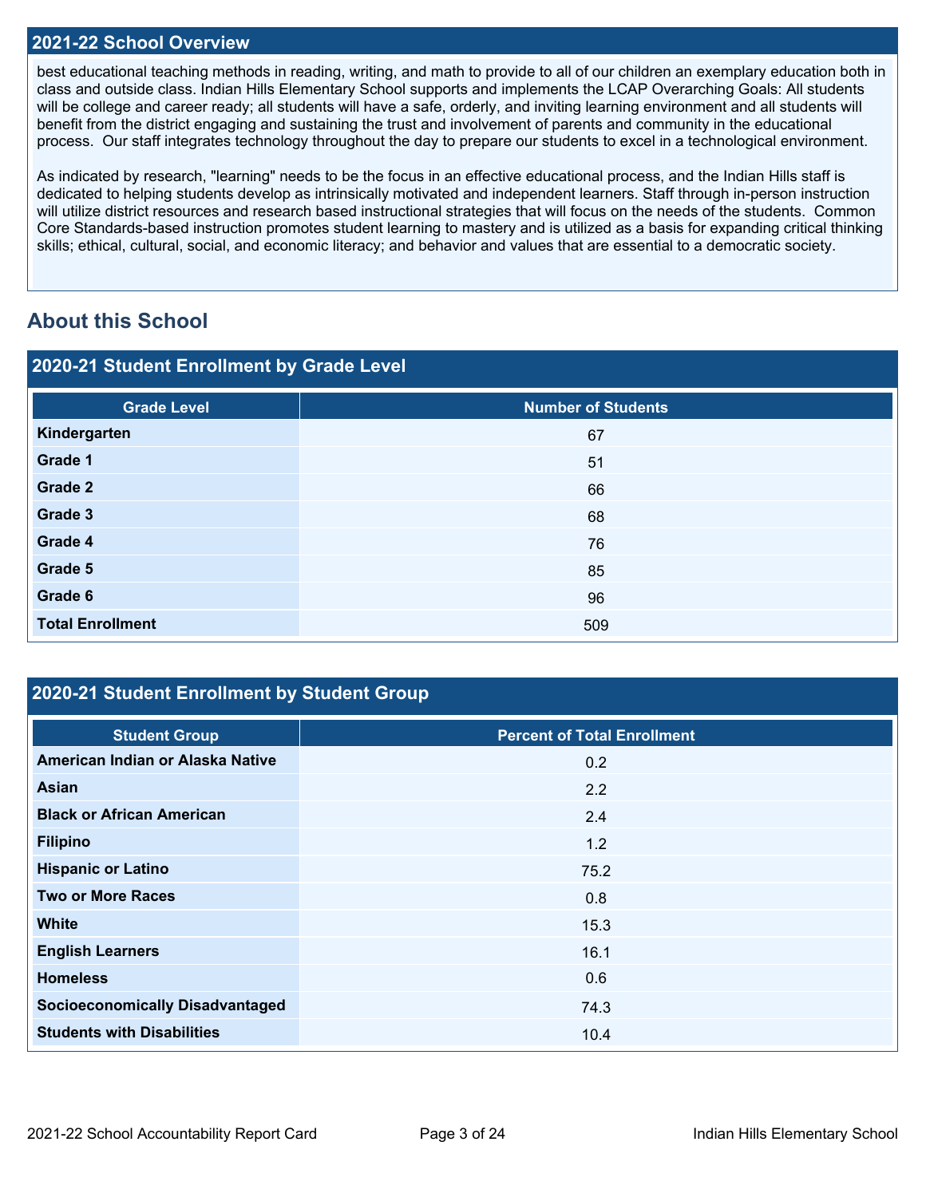## 2021-22 School Overview

best educational teaching methods in reading, writing, and math to provide to all of our children an exemplary education both in class and outside class. Indian Hills Elementary School supports and implements the LCAP Overarching Goals: All students will be college and career ready; all students will have a safe, orderly, and inviting learning environment and all students will benefit from the district engaging and sustaining the trust and involvement of parents and community in the educational process. Our staff integrates technology throughout the day to prepare our students to excel in a technological environment.

As indicated by research, "learning" needs to be the focus in an effective educational process, and the Indian Hills staff is dedicated to helping students develop as intrinsically motivated and independent learners. Staff through in-person instruction will utilize district resources and research based instructional strategies that will focus on the needs of the students. Common Core Standards-based instruction promotes student learning to mastery and is utilized as a basis for expanding critical thinking skills; ethical, cultural, social, and economic literacy; and behavior and values that are essential to a democratic society.

## About this School

### 2020-21 Student Enrollment by Grade Level

| Grade Level | Number of Students |
|---|---|
| **Kindergarten** | 67 |
| **Grade 1** | 51 |
| **Grade 2** | 66 |
| **Grade 3** | 68 |
| **Grade 4** | 76 |
| **Grade 5** | 85 |
| **Grade 6** | 96 |
| **Total Enrollment** | 509 |

### 2020-21 Student Enrollment by Student Group

| Student Group | Percent of Total Enrollment |
|---|---|
| **American Indian or Alaska Native** | 0.2 |
| **Asian** | 2.2 |
| **Black or African American** | 2.4 |
| **Filipino** | 1.2 |
| **Hispanic or Latino** | 75.2 |
| **Two or More Races** | 0.8 |
| **White** | 15.3 |
| **English Learners** | 16.1 |
| **Homeless** | 0.6 |
| **Socioeconomically Disadvantaged** | 74.3 |
| **Students with Disabilities** | 10.4 |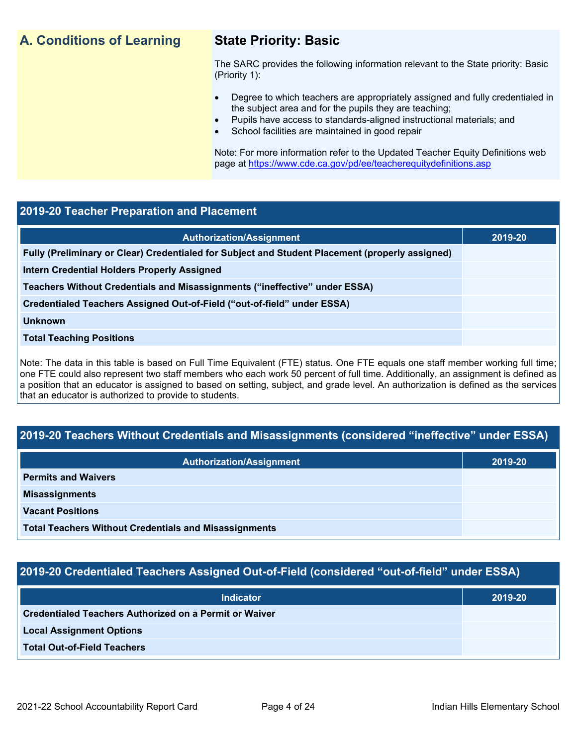## A. Conditions of Learning

### State Priority: Basic

The SARC provides the following information relevant to the State priority: Basic (Priority 1):

- Degree to which teachers are appropriately assigned and fully credentialed in the subject area and for the pupils they are teaching;
- Pupils have access to standards-aligned instructional materials; and
- School facilities are maintained in good repair

Note: For more information refer to the Updated Teacher Equity Definitions web page at https://www.cde.ca.gov/pd/ee/teacherequitydefinitions.asp

## 2019-20 Teacher Preparation and Placement

| Authorization/Assignment | 2019-20 |
| --- | --- |
| **Fully (Preliminary or Clear) Credentialed for Subject and Student Placement (properly assigned)** | |
| **Intern Credential Holders Properly Assigned** | |
| **Teachers Without Credentials and Misassignments ("ineffective" under ESSA)** | |
| **Credentialed Teachers Assigned Out-of-Field ("out-of-field" under ESSA)** | |
| **Unknown** | |
| **Total Teaching Positions** | |

Note: The data in this table is based on Full Time Equivalent (FTE) status. One FTE equals one staff member working full time; one FTE could also represent two staff members who each work 50 percent of full time. Additionally, an assignment is defined as a position that an educator is assigned to based on setting, subject, and grade level. An authorization is defined as the services that an educator is authorized to provide to students.

## 2019-20 Teachers Without Credentials and Misassignments (considered "ineffective" under ESSA)

| Authorization/Assignment | 2019-20 |
| --- | --- |
| **Permits and Waivers** | |
| **Misassignments** | |
| **Vacant Positions** | |
| **Total Teachers Without Credentials and Misassignments** | |

## 2019-20 Credentialed Teachers Assigned Out-of-Field (considered "out-of-field" under ESSA)

| Indicator | 2019-20 |
| --- | --- |
| **Credentialed Teachers Authorized on a Permit or Waiver** | |
| **Local Assignment Options** | |
| **Total Out-of-Field Teachers** | |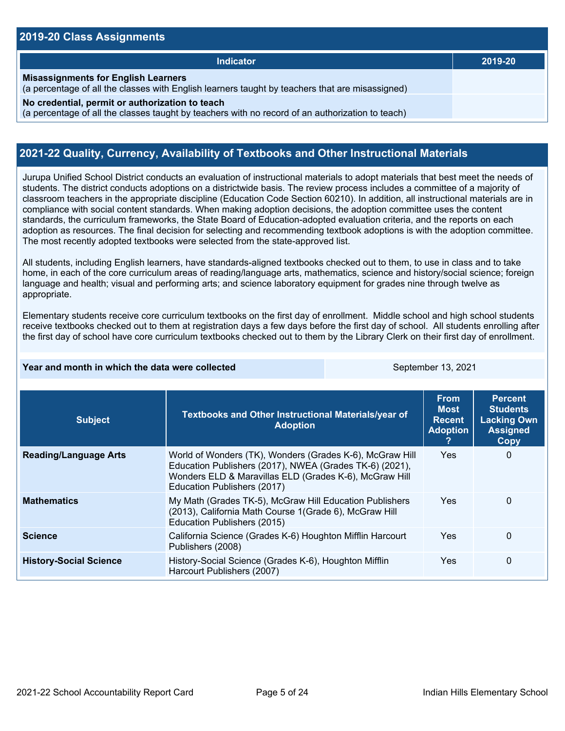## 2019-20 Class Assignments

| Indicator | 2019-20 |
| --- | --- |
| **Misassignments for English Learners**<br>(a percentage of all the classes with English learners taught by teachers that are misassigned) | |
| **No credential, permit or authorization to teach**<br>(a percentage of all the classes taught by teachers with no record of an authorization to teach) | |

## 2021-22 Quality, Currency, Availability of Textbooks and Other Instructional Materials

Jurupa Unified School District conducts an evaluation of instructional materials to adopt materials that best meet the needs of students. The district conducts adoptions on a districtwide basis. The review process includes a committee of a majority of classroom teachers in the appropriate discipline (Education Code Section 60210). In addition, all instructional materials are in compliance with social content standards. When making adoption decisions, the adoption committee uses the content standards, the curriculum frameworks, the State Board of Education-adopted evaluation criteria, and the reports on each adoption as resources. The final decision for selecting and recommending textbook adoptions is with the adoption committee. The most recently adopted textbooks were selected from the state-approved list.

All students, including English learners, have standards-aligned textbooks checked out to them, to use in class and to take home, in each of the core curriculum areas of reading/language arts, mathematics, science and history/social science; foreign language and health; visual and performing arts; and science laboratory equipment for grades nine through twelve as appropriate.

Elementary students receive core curriculum textbooks on the first day of enrollment. Middle school and high school students receive textbooks checked out to them at registration days a few days before the first day of school. All students enrolling after the first day of school have core curriculum textbooks checked out to them by the Library Clerk on their first day of enrollment.

| **Year and month in which the data were collected** | September 13, 2021 |
| --- | --- |

| Subject | Textbooks and Other Instructional Materials/year of Adoption | From Most Recent Adoption ? | Percent Students Lacking Own Assigned Copy |
| --- | --- | --- | --- |
| **Reading/Language Arts** | World of Wonders (TK), Wonders (Grades K-6), McGraw Hill Education Publishers (2017), NWEA (Grades TK-6) (2021), Wonders ELD & Maravillas ELD (Grades K-6), McGraw Hill Education Publishers (2017) | Yes | 0 |
| **Mathematics** | My Math (Grades TK-5), McGraw Hill Education Publishers (2013), California Math Course 1(Grade 6), McGraw Hill Education Publishers (2015) | Yes | 0 |
| **Science** | California Science (Grades K-6) Houghton Mifflin Harcourt Publishers (2008) | Yes | 0 |
| **History-Social Science** | History-Social Science (Grades K-6), Houghton Mifflin Harcourt Publishers (2007) | Yes | 0 |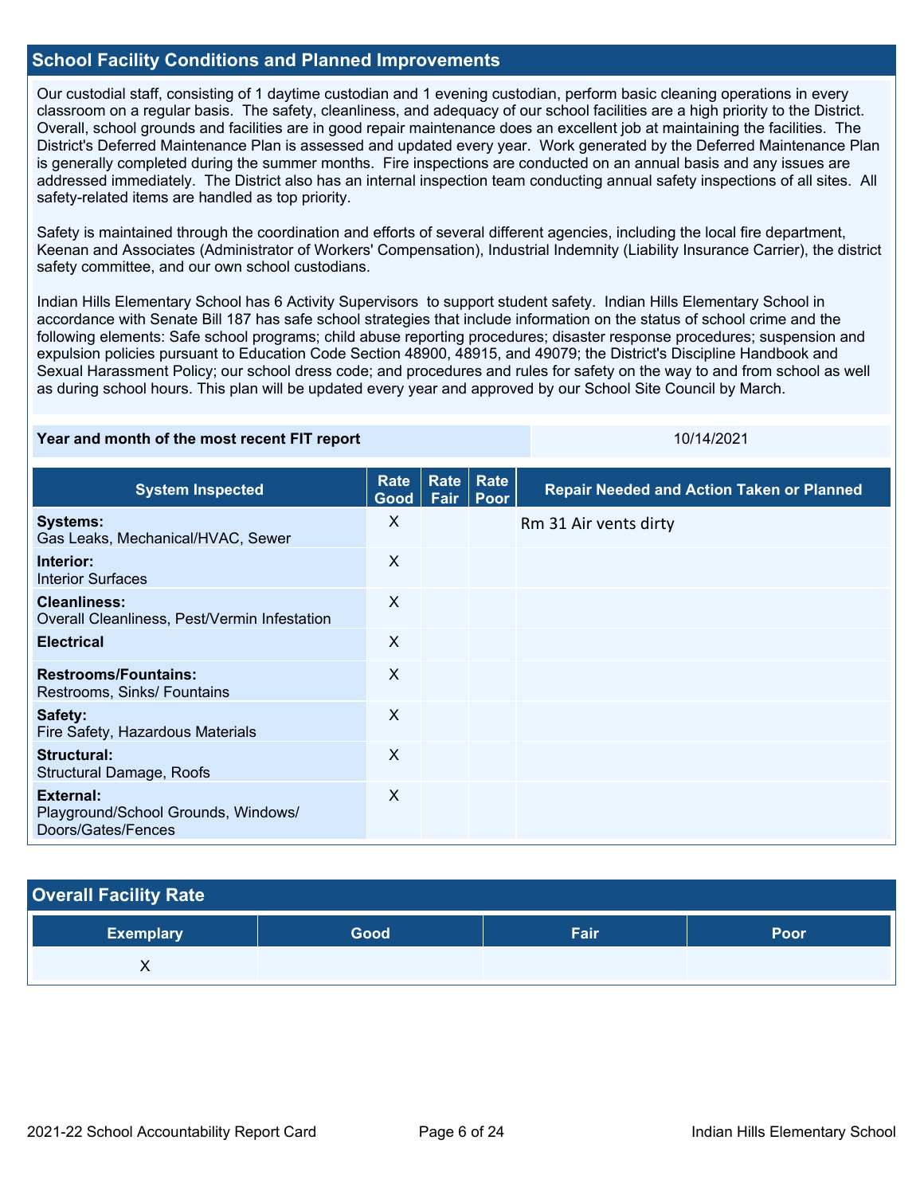## School Facility Conditions and Planned Improvements

Our custodial staff, consisting of 1 daytime custodian and 1 evening custodian, perform basic cleaning operations in every classroom on a regular basis. The safety, cleanliness, and adequacy of our school facilities are a high priority to the District. Overall, school grounds and facilities are in good repair maintenance does an excellent job at maintaining the facilities. The District's Deferred Maintenance Plan is assessed and updated every year. Work generated by the Deferred Maintenance Plan is generally completed during the summer months. Fire inspections are conducted on an annual basis and any issues are addressed immediately. The District also has an internal inspection team conducting annual safety inspections of all sites. All safety-related items are handled as top priority.

Safety is maintained through the coordination and efforts of several different agencies, including the local fire department, Keenan and Associates (Administrator of Workers' Compensation), Industrial Indemnity (Liability Insurance Carrier), the district safety committee, and our own school custodians.

Indian Hills Elementary School has 6 Activity Supervisors to support student safety. Indian Hills Elementary School in accordance with Senate Bill 187 has safe school strategies that include information on the status of school crime and the following elements: Safe school programs; child abuse reporting procedures; disaster response procedures; suspension and expulsion policies pursuant to Education Code Section 48900, 48915, and 49079; the District's Discipline Handbook and Sexual Harassment Policy; our school dress code; and procedures and rules for safety on the way to and from school as well as during school hours. This plan will be updated every year and approved by our School Site Council by March.

| **Year and month of the most recent FIT report** | 10/14/2021 |
|---|---|

| System Inspected | Rate Good | Rate Fair | Rate Poor | Repair Needed and Action Taken or Planned |
|---|---|---|---|---|
| **Systems:** Gas Leaks, Mechanical/HVAC, Sewer | X | | | Rm 31 Air vents dirty |
| **Interior:** Interior Surfaces | X | | | |
| **Cleanliness:** Overall Cleanliness, Pest/Vermin Infestation | X | | | |
| **Electrical** | X | | | |
| **Restrooms/Fountains:** Restrooms, Sinks/ Fountains | X | | | |
| **Safety:** Fire Safety, Hazardous Materials | X | | | |
| **Structural:** Structural Damage, Roofs | X | | | |
| **External:** Playground/School Grounds, Windows/ Doors/Gates/Fences | X | | | |

## Overall Facility Rate

| Exemplary | Good | Fair | Poor |
|---|---|---|---|
| X | | | |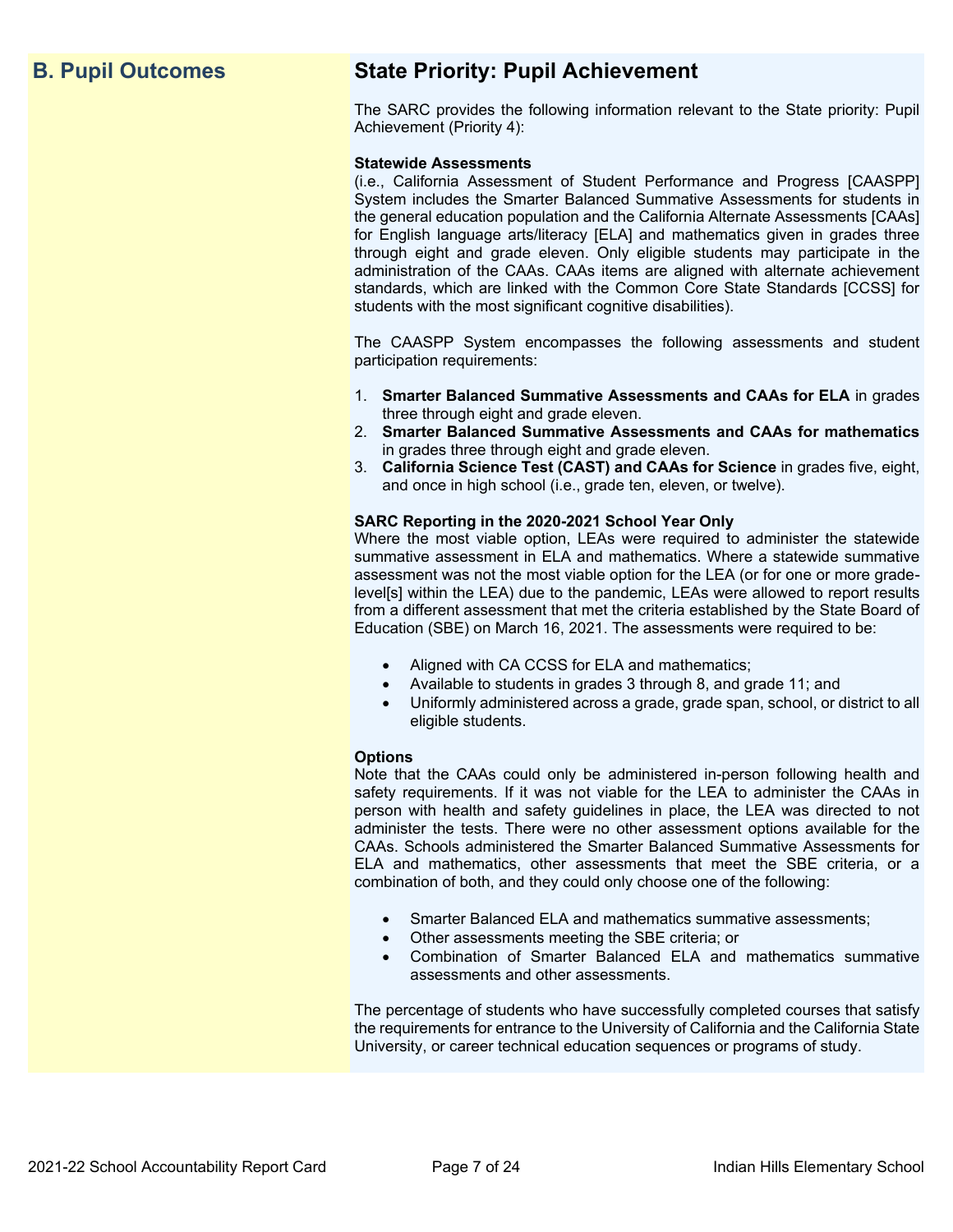## B. Pupil Outcomes

## State Priority: Pupil Achievement

The SARC provides the following information relevant to the State priority: Pupil Achievement (Priority 4):

**Statewide Assessments**
(i.e., California Assessment of Student Performance and Progress [CAASPP] System includes the Smarter Balanced Summative Assessments for students in the general education population and the California Alternate Assessments [CAAs] for English language arts/literacy [ELA] and mathematics given in grades three through eight and grade eleven. Only eligible students may participate in the administration of the CAAs. CAAs items are aligned with alternate achievement standards, which are linked with the Common Core State Standards [CCSS] for students with the most significant cognitive disabilities).

The CAASPP System encompasses the following assessments and student participation requirements:

1. **Smarter Balanced Summative Assessments and CAAs for ELA** in grades three through eight and grade eleven.
2. **Smarter Balanced Summative Assessments and CAAs for mathematics** in grades three through eight and grade eleven.
3. **California Science Test (CAST) and CAAs for Science** in grades five, eight, and once in high school (i.e., grade ten, eleven, or twelve).

**SARC Reporting in the 2020-2021 School Year Only**
Where the most viable option, LEAs were required to administer the statewide summative assessment in ELA and mathematics. Where a statewide summative assessment was not the most viable option for the LEA (or for one or more grade-level[s] within the LEA) due to the pandemic, LEAs were allowed to report results from a different assessment that met the criteria established by the State Board of Education (SBE) on March 16, 2021. The assessments were required to be:

- Aligned with CA CCSS for ELA and mathematics;
- Available to students in grades 3 through 8, and grade 11; and
- Uniformly administered across a grade, grade span, school, or district to all eligible students.

**Options**
Note that the CAAs could only be administered in-person following health and safety requirements. If it was not viable for the LEA to administer the CAAs in person with health and safety guidelines in place, the LEA was directed to not administer the tests. There were no other assessment options available for the CAAs. Schools administered the Smarter Balanced Summative Assessments for ELA and mathematics, other assessments that meet the SBE criteria, or a combination of both, and they could only choose one of the following:

- Smarter Balanced ELA and mathematics summative assessments;
- Other assessments meeting the SBE criteria; or
- Combination of Smarter Balanced ELA and mathematics summative assessments and other assessments.

The percentage of students who have successfully completed courses that satisfy the requirements for entrance to the University of California and the California State University, or career technical education sequences or programs of study.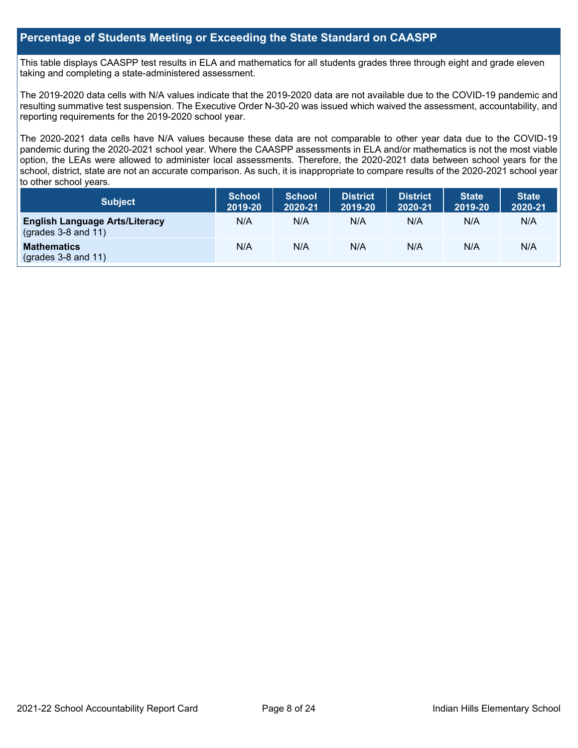## Percentage of Students Meeting or Exceeding the State Standard on CAASPP

This table displays CAASPP test results in ELA and mathematics for all students grades three through eight and grade eleven taking and completing a state-administered assessment.

The 2019-2020 data cells with N/A values indicate that the 2019-2020 data are not available due to the COVID-19 pandemic and resulting summative test suspension. The Executive Order N-30-20 was issued which waived the assessment, accountability, and reporting requirements for the 2019-2020 school year.

The 2020-2021 data cells have N/A values because these data are not comparable to other year data due to the COVID-19 pandemic during the 2020-2021 school year. Where the CAASPP assessments in ELA and/or mathematics is not the most viable option, the LEAs were allowed to administer local assessments. Therefore, the 2020-2021 data between school years for the school, district, state are not an accurate comparison. As such, it is inappropriate to compare results of the 2020-2021 school year to other school years.

| Subject | School 2019-20 | School 2020-21 | District 2019-20 | District 2020-21 | State 2019-20 | State 2020-21 |
|---|---|---|---|---|---|---|
| **English Language Arts/Literacy** (grades 3-8 and 11) | N/A | N/A | N/A | N/A | N/A | N/A |
| **Mathematics** (grades 3-8 and 11) | N/A | N/A | N/A | N/A | N/A | N/A |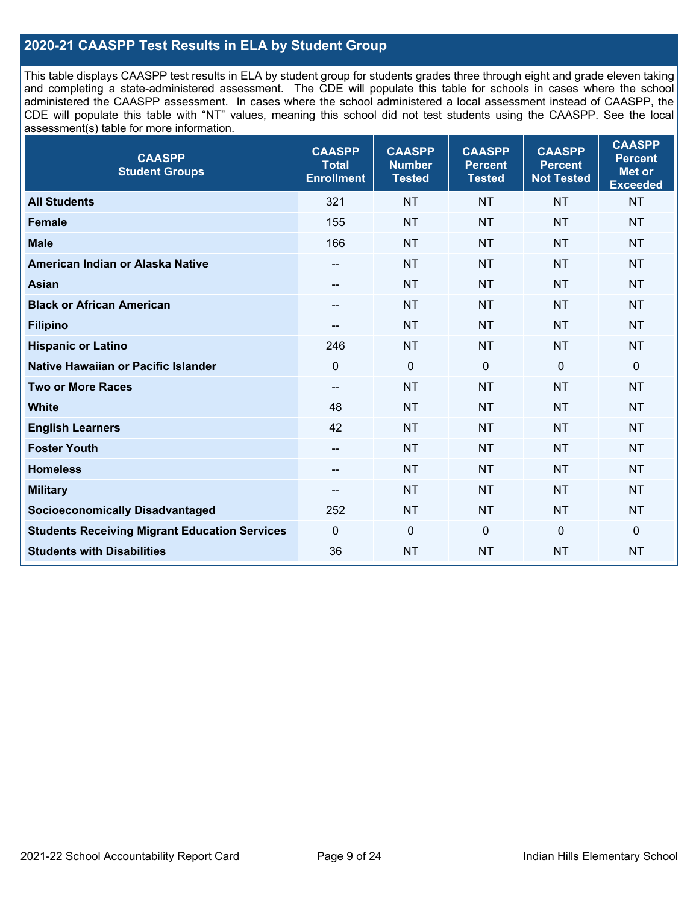## 2020-21 CAASPP Test Results in ELA by Student Group

This table displays CAASPP test results in ELA by student group for students grades three through eight and grade eleven taking and completing a state-administered assessment. The CDE will populate this table for schools in cases where the school administered the CAASPP assessment. In cases where the school administered a local assessment instead of CAASPP, the CDE will populate this table with "NT" values, meaning this school did not test students using the CAASPP. See the local assessment(s) table for more information.

| CAASPP Student Groups | CAASPP Total Enrollment | CAASPP Number Tested | CAASPP Percent Tested | CAASPP Percent Not Tested | CAASPP Percent Met or Exceeded |
|---|---|---|---|---|---|
| **All Students** | 321 | NT | NT | NT | NT |
| **Female** | 155 | NT | NT | NT | NT |
| **Male** | 166 | NT | NT | NT | NT |
| **American Indian or Alaska Native** | -- | NT | NT | NT | NT |
| **Asian** | -- | NT | NT | NT | NT |
| **Black or African American** | -- | NT | NT | NT | NT |
| **Filipino** | -- | NT | NT | NT | NT |
| **Hispanic or Latino** | 246 | NT | NT | NT | NT |
| **Native Hawaiian or Pacific Islander** | 0 | 0 | 0 | 0 | 0 |
| **Two or More Races** | -- | NT | NT | NT | NT |
| **White** | 48 | NT | NT | NT | NT |
| **English Learners** | 42 | NT | NT | NT | NT |
| **Foster Youth** | -- | NT | NT | NT | NT |
| **Homeless** | -- | NT | NT | NT | NT |
| **Military** | -- | NT | NT | NT | NT |
| **Socioeconomically Disadvantaged** | 252 | NT | NT | NT | NT |
| **Students Receiving Migrant Education Services** | 0 | 0 | 0 | 0 | 0 |
| **Students with Disabilities** | 36 | NT | NT | NT | NT |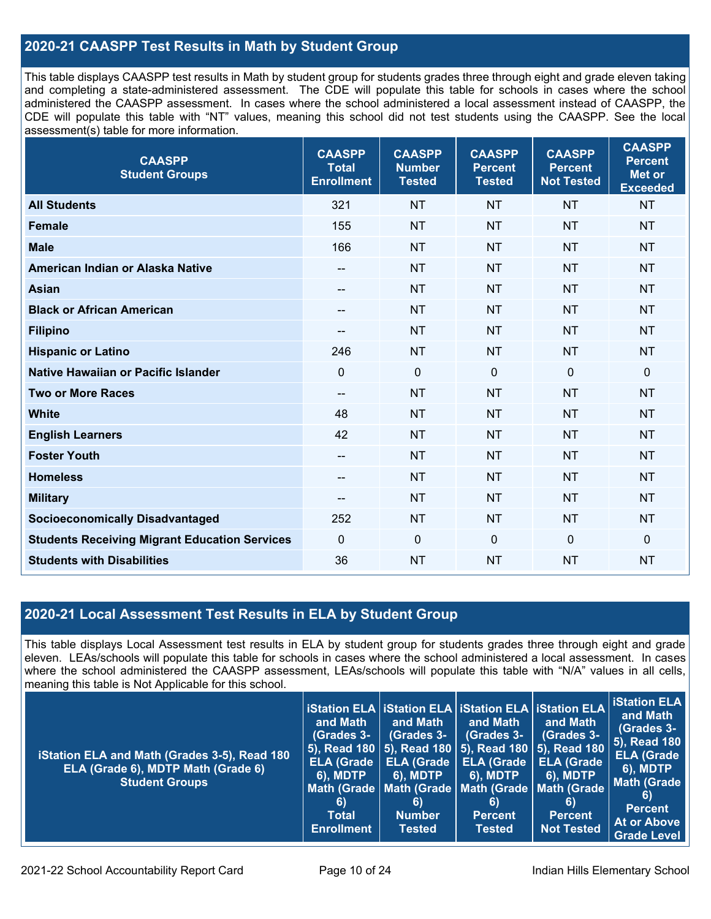## 2020-21 CAASPP Test Results in Math by Student Group

This table displays CAASPP test results in Math by student group for students grades three through eight and grade eleven taking and completing a state-administered assessment. The CDE will populate this table for schools in cases where the school administered the CAASPP assessment. In cases where the school administered a local assessment instead of CAASPP, the CDE will populate this table with "NT" values, meaning this school did not test students using the CAASPP. See the local assessment(s) table for more information.

| CAASPP Student Groups | CAASPP Total Enrollment | CAASPP Number Tested | CAASPP Percent Tested | CAASPP Percent Not Tested | CAASPP Percent Met or Exceeded |
|---|---|---|---|---|---|
| **All Students** | 321 | NT | NT | NT | NT |
| **Female** | 155 | NT | NT | NT | NT |
| **Male** | 166 | NT | NT | NT | NT |
| **American Indian or Alaska Native** | -- | NT | NT | NT | NT |
| **Asian** | -- | NT | NT | NT | NT |
| **Black or African American** | -- | NT | NT | NT | NT |
| **Filipino** | -- | NT | NT | NT | NT |
| **Hispanic or Latino** | 246 | NT | NT | NT | NT |
| **Native Hawaiian or Pacific Islander** | 0 | 0 | 0 | 0 | 0 |
| **Two or More Races** | -- | NT | NT | NT | NT |
| **White** | 48 | NT | NT | NT | NT |
| **English Learners** | 42 | NT | NT | NT | NT |
| **Foster Youth** | -- | NT | NT | NT | NT |
| **Homeless** | -- | NT | NT | NT | NT |
| **Military** | -- | NT | NT | NT | NT |
| **Socioeconomically Disadvantaged** | 252 | NT | NT | NT | NT |
| **Students Receiving Migrant Education Services** | 0 | 0 | 0 | 0 | 0 |
| **Students with Disabilities** | 36 | NT | NT | NT | NT |

## 2020-21 Local Assessment Test Results in ELA by Student Group

This table displays Local Assessment test results in ELA by student group for students grades three through eight and grade eleven. LEAs/schools will populate this table for schools in cases where the school administered a local assessment. In cases where the school administered the CAASPP assessment, LEAs/schools will populate this table with "N/A" values in all cells, meaning this table is Not Applicable for this school.

| iStation ELA and Math (Grades 3-5), Read 180 ELA (Grade 6), MDTP Math (Grade 6) Student Groups | iStation ELA and Math (Grades 3-5), Read 180 ELA (Grade 6), MDTP Math (Grade 6) Total Enrollment | iStation ELA and Math (Grades 3-5), Read 180 ELA (Grade 6), MDTP Math (Grade 6) Number Tested | iStation ELA and Math (Grades 3-5), Read 180 ELA (Grade 6), MDTP Math (Grade 6) Percent Tested | iStation ELA and Math (Grades 3-5), Read 180 ELA (Grade 6), MDTP Math (Grade 6) Percent Not Tested | iStation ELA and Math (Grades 3-5), Read 180 ELA (Grade 6), MDTP Math (Grade 6) Percent At or Above Grade Level |
|---|---|---|---|---|---|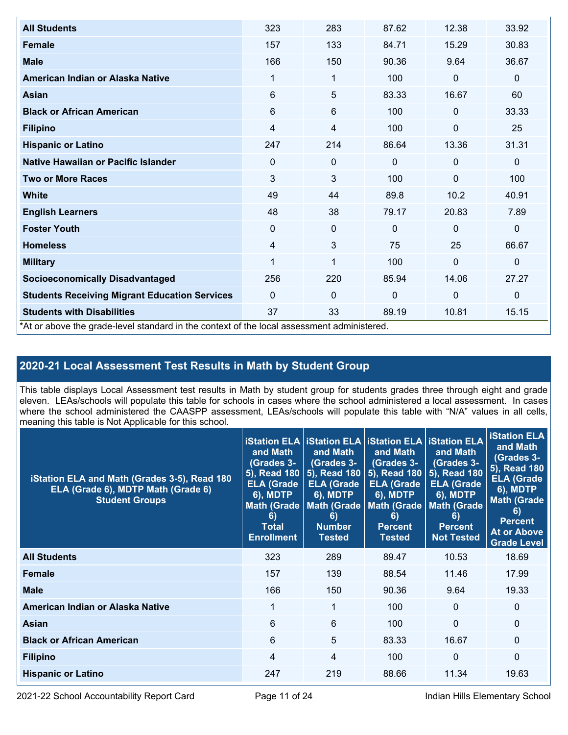| | | | | | |
|---|---|---|---|---|---|
| **All Students** | 323 | 283 | 87.62 | 12.38 | 33.92 |
| **Female** | 157 | 133 | 84.71 | 15.29 | 30.83 |
| **Male** | 166 | 150 | 90.36 | 9.64 | 36.67 |
| **American Indian or Alaska Native** | 1 | 1 | 100 | 0 | 0 |
| **Asian** | 6 | 5 | 83.33 | 16.67 | 60 |
| **Black or African American** | 6 | 6 | 100 | 0 | 33.33 |
| **Filipino** | 4 | 4 | 100 | 0 | 25 |
| **Hispanic or Latino** | 247 | 214 | 86.64 | 13.36 | 31.31 |
| **Native Hawaiian or Pacific Islander** | 0 | 0 | 0 | 0 | 0 |
| **Two or More Races** | 3 | 3 | 100 | 0 | 100 |
| **White** | 49 | 44 | 89.8 | 10.2 | 40.91 |
| **English Learners** | 48 | 38 | 79.17 | 20.83 | 7.89 |
| **Foster Youth** | 0 | 0 | 0 | 0 | 0 |
| **Homeless** | 4 | 3 | 75 | 25 | 66.67 |
| **Military** | 1 | 1 | 100 | 0 | 0 |
| **Socioeconomically Disadvantaged** | 256 | 220 | 85.94 | 14.06 | 27.27 |
| **Students Receiving Migrant Education Services** | 0 | 0 | 0 | 0 | 0 |
| **Students with Disabilities** | 37 | 33 | 89.19 | 10.81 | 15.15 |

*At or above the grade-level standard in the context of the local assessment administered.

## 2020-21 Local Assessment Test Results in Math by Student Group

This table displays Local Assessment test results in Math by student group for students grades three through eight and grade eleven. LEAs/schools will populate this table for schools in cases where the school administered a local assessment. In cases where the school administered the CAASPP assessment, LEAs/schools will populate this table with "N/A" values in all cells, meaning this table is Not Applicable for this school.

| iStation ELA and Math (Grades 3-5), Read 180 ELA (Grade 6), MDTP Math (Grade 6) Student Groups | iStation ELA and Math (Grades 3-5), Read 180 ELA (Grade 6), MDTP Math (Grade 6) Total Enrollment | iStation ELA and Math (Grades 3-5), Read 180 ELA (Grade 6), MDTP Math (Grade 6) Number Tested | iStation ELA and Math (Grades 3-5), Read 180 ELA (Grade 6), MDTP Math (Grade 6) Percent Tested | iStation ELA and Math (Grades 3-5), Read 180 ELA (Grade 6), MDTP Math (Grade 6) Percent Not Tested | iStation ELA and Math (Grades 3-5), Read 180 ELA (Grade 6), MDTP Math (Grade 6) Percent At or Above Grade Level |
|---|---|---|---|---|---|
| **All Students** | 323 | 289 | 89.47 | 10.53 | 18.69 |
| **Female** | 157 | 139 | 88.54 | 11.46 | 17.99 |
| **Male** | 166 | 150 | 90.36 | 9.64 | 19.33 |
| **American Indian or Alaska Native** | 1 | 1 | 100 | 0 | 0 |
| **Asian** | 6 | 6 | 100 | 0 | 0 |
| **Black or African American** | 6 | 5 | 83.33 | 16.67 | 0 |
| **Filipino** | 4 | 4 | 100 | 0 | 0 |
| **Hispanic or Latino** | 247 | 219 | 88.66 | 11.34 | 19.63 |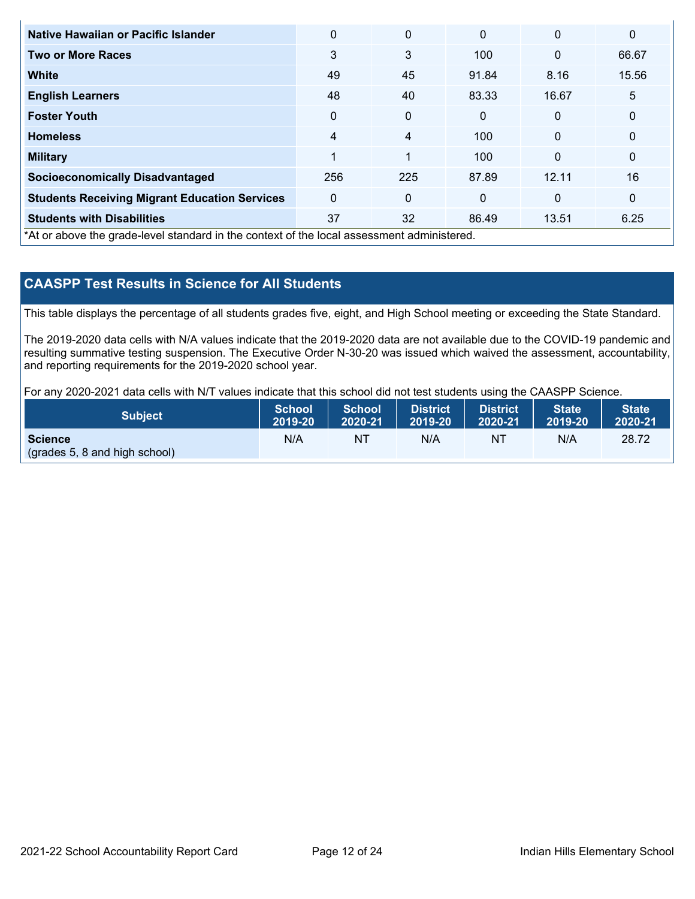| | | | | | |
|---|---|---|---|---|---|
| **Native Hawaiian or Pacific Islander** | 0 | 0 | 0 | 0 | 0 |
| **Two or More Races** | 3 | 3 | 100 | 0 | 66.67 |
| **White** | 49 | 45 | 91.84 | 8.16 | 15.56 |
| **English Learners** | 48 | 40 | 83.33 | 16.67 | 5 |
| **Foster Youth** | 0 | 0 | 0 | 0 | 0 |
| **Homeless** | 4 | 4 | 100 | 0 | 0 |
| **Military** | 1 | 1 | 100 | 0 | 0 |
| **Socioeconomically Disadvantaged** | 256 | 225 | 87.89 | 12.11 | 16 |
| **Students Receiving Migrant Education Services** | 0 | 0 | 0 | 0 | 0 |
| **Students with Disabilities** | 37 | 32 | 86.49 | 13.51 | 6.25 |

*At or above the grade-level standard in the context of the local assessment administered.

## CAASPP Test Results in Science for All Students

This table displays the percentage of all students grades five, eight, and High School meeting or exceeding the State Standard.

The 2019-2020 data cells with N/A values indicate that the 2019-2020 data are not available due to the COVID-19 pandemic and resulting summative testing suspension. The Executive Order N-30-20 was issued which waived the assessment, accountability, and reporting requirements for the 2019-2020 school year.

For any 2020-2021 data cells with N/T values indicate that this school did not test students using the CAASPP Science.

| Subject | School 2019-20 | School 2020-21 | District 2019-20 | District 2020-21 | State 2019-20 | State 2020-21 |
|---|---|---|---|---|---|---|
| **Science** (grades 5, 8 and high school) | N/A | NT | N/A | NT | N/A | 28.72 |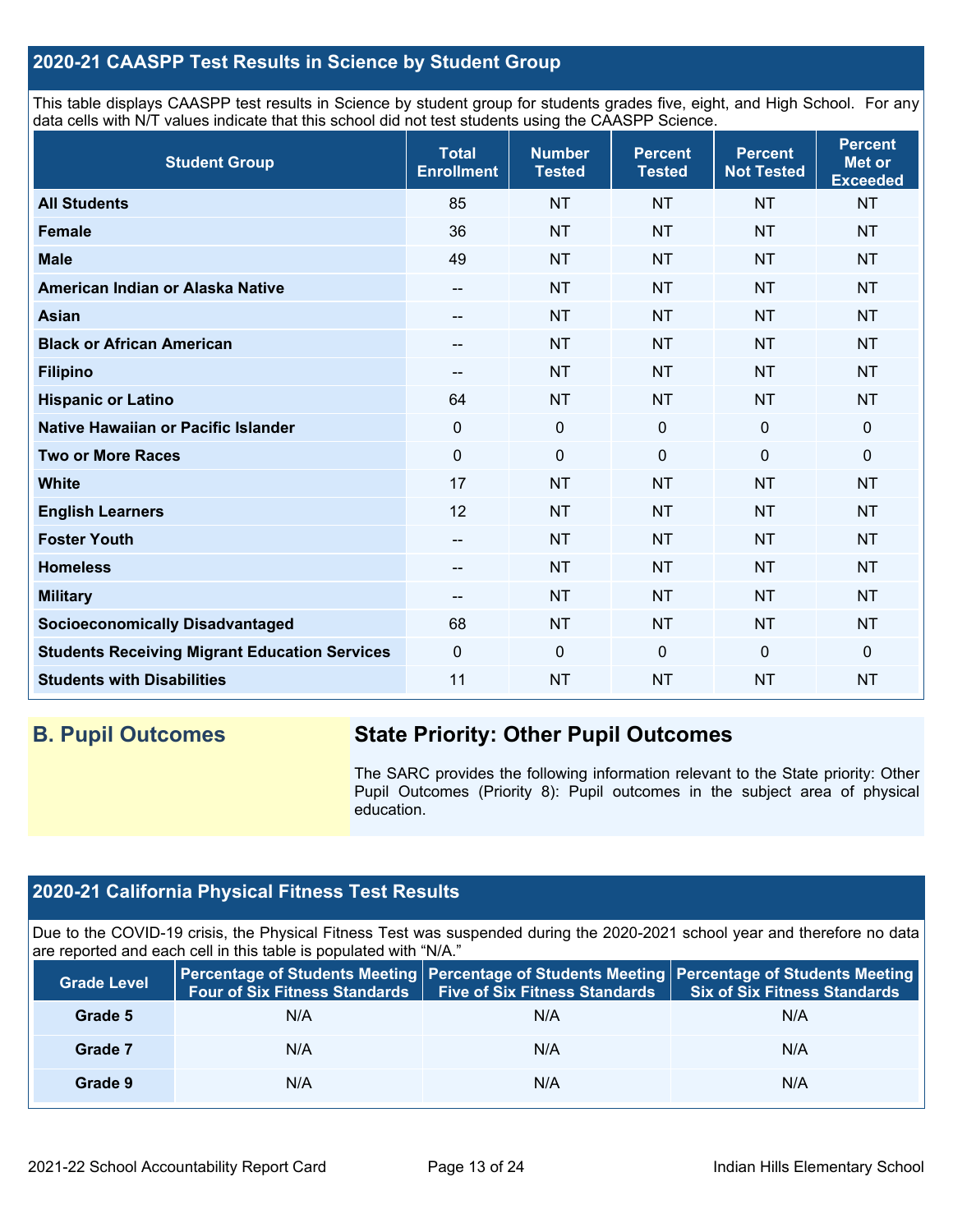## 2020-21 CAASPP Test Results in Science by Student Group

This table displays CAASPP test results in Science by student group for students grades five, eight, and High School. For any data cells with N/T values indicate that this school did not test students using the CAASPP Science.

| Student Group | Total Enrollment | Number Tested | Percent Tested | Percent Not Tested | Percent Met or Exceeded |
|---|---|---|---|---|---|
| **All Students** | 85 | NT | NT | NT | NT |
| **Female** | 36 | NT | NT | NT | NT |
| **Male** | 49 | NT | NT | NT | NT |
| **American Indian or Alaska Native** | -- | NT | NT | NT | NT |
| **Asian** | -- | NT | NT | NT | NT |
| **Black or African American** | -- | NT | NT | NT | NT |
| **Filipino** | -- | NT | NT | NT | NT |
| **Hispanic or Latino** | 64 | NT | NT | NT | NT |
| **Native Hawaiian or Pacific Islander** | 0 | 0 | 0 | 0 | 0 |
| **Two or More Races** | 0 | 0 | 0 | 0 | 0 |
| **White** | 17 | NT | NT | NT | NT |
| **English Learners** | 12 | NT | NT | NT | NT |
| **Foster Youth** | -- | NT | NT | NT | NT |
| **Homeless** | -- | NT | NT | NT | NT |
| **Military** | -- | NT | NT | NT | NT |
| **Socioeconomically Disadvantaged** | 68 | NT | NT | NT | NT |
| **Students Receiving Migrant Education Services** | 0 | 0 | 0 | 0 | 0 |
| **Students with Disabilities** | 11 | NT | NT | NT | NT |

## B. Pupil Outcomes

### State Priority: Other Pupil Outcomes

The SARC provides the following information relevant to the State priority: Other Pupil Outcomes (Priority 8): Pupil outcomes in the subject area of physical education.

## 2020-21 California Physical Fitness Test Results

Due to the COVID-19 crisis, the Physical Fitness Test was suspended during the 2020-2021 school year and therefore no data are reported and each cell in this table is populated with "N/A."

| Grade Level | Percentage of Students Meeting Four of Six Fitness Standards | Percentage of Students Meeting Five of Six Fitness Standards | Percentage of Students Meeting Six of Six Fitness Standards |
|---|---|---|---|
| **Grade 5** | N/A | N/A | N/A |
| **Grade 7** | N/A | N/A | N/A |
| **Grade 9** | N/A | N/A | N/A |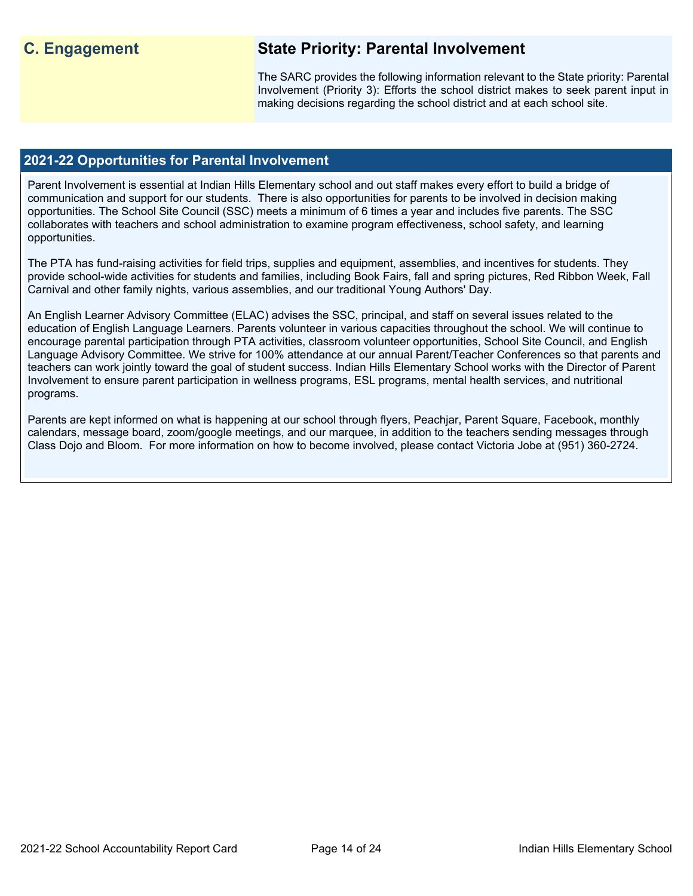## C. Engagement

### State Priority: Parental Involvement

The SARC provides the following information relevant to the State priority: Parental Involvement (Priority 3): Efforts the school district makes to seek parent input in making decisions regarding the school district and at each school site.

### 2021-22 Opportunities for Parental Involvement

Parent Involvement is essential at Indian Hills Elementary school and out staff makes every effort to build a bridge of communication and support for our students. There is also opportunities for parents to be involved in decision making opportunities. The School Site Council (SSC) meets a minimum of 6 times a year and includes five parents. The SSC collaborates with teachers and school administration to examine program effectiveness, school safety, and learning opportunities.

The PTA has fund-raising activities for field trips, supplies and equipment, assemblies, and incentives for students. They provide school-wide activities for students and families, including Book Fairs, fall and spring pictures, Red Ribbon Week, Fall Carnival and other family nights, various assemblies, and our traditional Young Authors' Day.

An English Learner Advisory Committee (ELAC) advises the SSC, principal, and staff on several issues related to the education of English Language Learners. Parents volunteer in various capacities throughout the school. We will continue to encourage parental participation through PTA activities, classroom volunteer opportunities, School Site Council, and English Language Advisory Committee. We strive for 100% attendance at our annual Parent/Teacher Conferences so that parents and teachers can work jointly toward the goal of student success. Indian Hills Elementary School works with the Director of Parent Involvement to ensure parent participation in wellness programs, ESL programs, mental health services, and nutritional programs.

Parents are kept informed on what is happening at our school through flyers, Peachjar, Parent Square, Facebook, monthly calendars, message board, zoom/google meetings, and our marquee, in addition to the teachers sending messages through Class Dojo and Bloom. For more information on how to become involved, please contact Victoria Jobe at (951) 360-2724.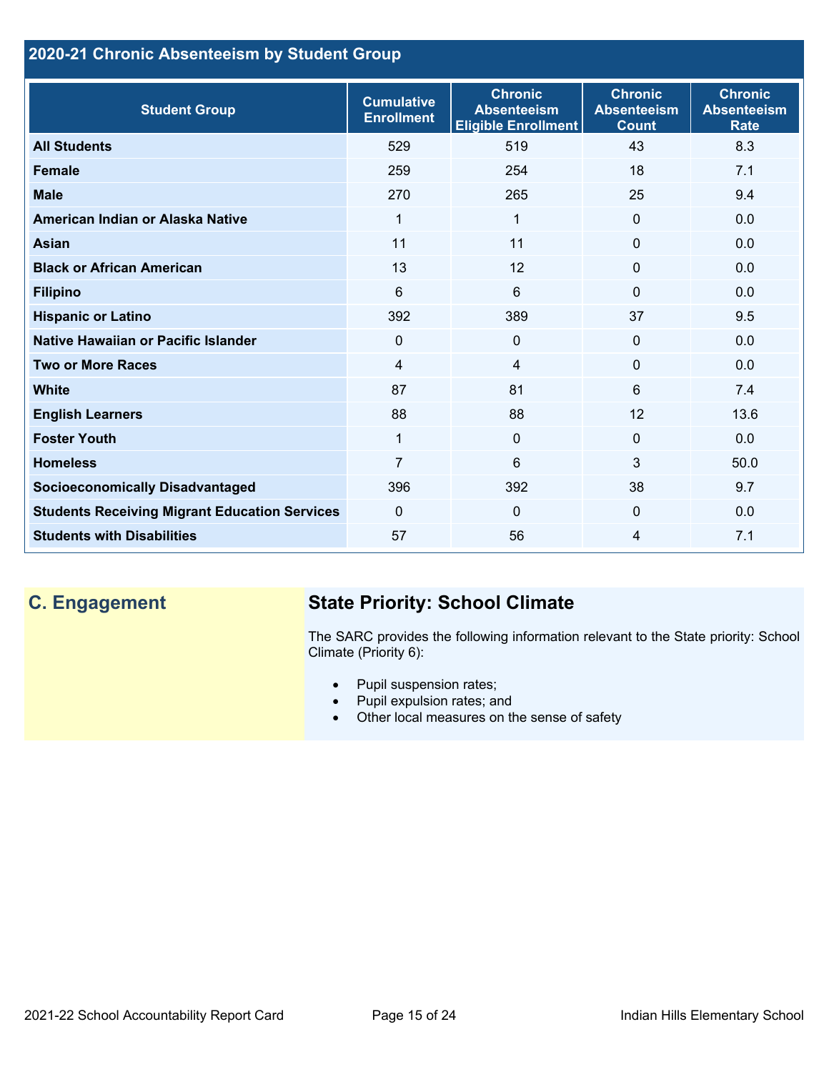## 2020-21 Chronic Absenteeism by Student Group

| Student Group | Cumulative Enrollment | Chronic Absenteeism Eligible Enrollment | Chronic Absenteeism Count | Chronic Absenteeism Rate |
|---|---|---|---|---|
| **All Students** | 529 | 519 | 43 | 8.3 |
| **Female** | 259 | 254 | 18 | 7.1 |
| **Male** | 270 | 265 | 25 | 9.4 |
| **American Indian or Alaska Native** | 1 | 1 | 0 | 0.0 |
| **Asian** | 11 | 11 | 0 | 0.0 |
| **Black or African American** | 13 | 12 | 0 | 0.0 |
| **Filipino** | 6 | 6 | 0 | 0.0 |
| **Hispanic or Latino** | 392 | 389 | 37 | 9.5 |
| **Native Hawaiian or Pacific Islander** | 0 | 0 | 0 | 0.0 |
| **Two or More Races** | 4 | 4 | 0 | 0.0 |
| **White** | 87 | 81 | 6 | 7.4 |
| **English Learners** | 88 | 88 | 12 | 13.6 |
| **Foster Youth** | 1 | 0 | 0 | 0.0 |
| **Homeless** | 7 | 6 | 3 | 50.0 |
| **Socioeconomically Disadvantaged** | 396 | 392 | 38 | 9.7 |
| **Students Receiving Migrant Education Services** | 0 | 0 | 0 | 0.0 |
| **Students with Disabilities** | 57 | 56 | 4 | 7.1 |

## C. Engagement

### State Priority: School Climate

The SARC provides the following information relevant to the State priority: School Climate (Priority 6):

- Pupil suspension rates;
- Pupil expulsion rates; and
- Other local measures on the sense of safety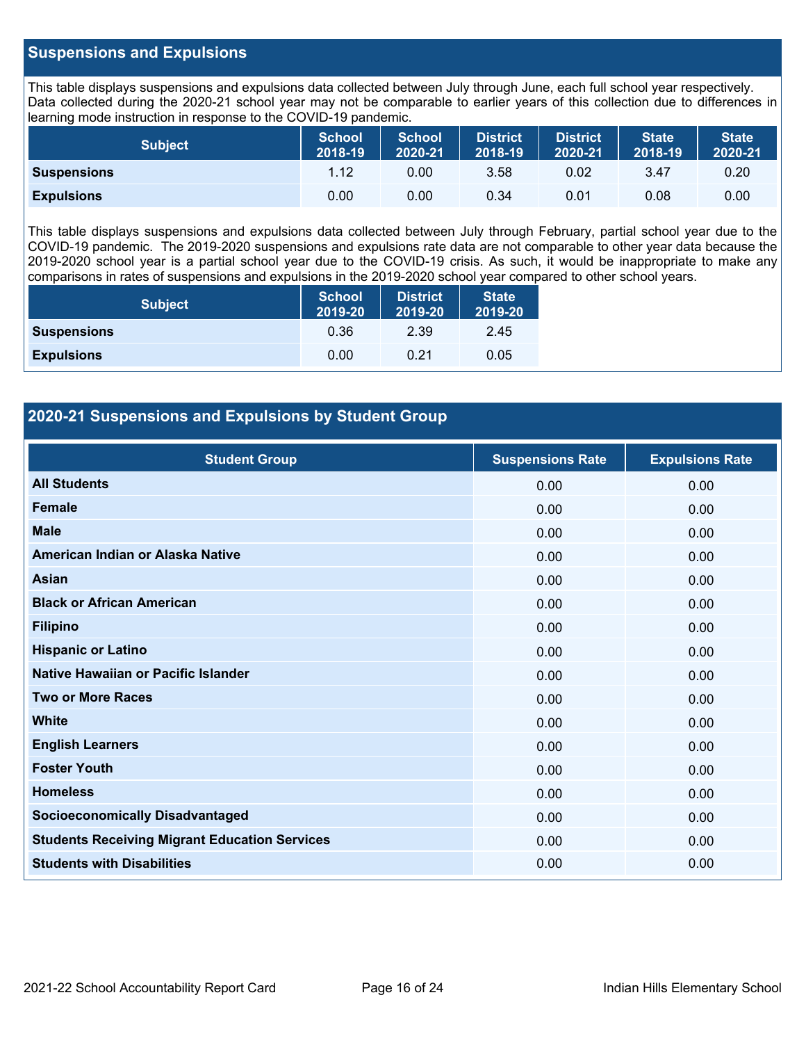## Suspensions and Expulsions

This table displays suspensions and expulsions data collected between July through June, each full school year respectively. Data collected during the 2020-21 school year may not be comparable to earlier years of this collection due to differences in learning mode instruction in response to the COVID-19 pandemic.

| Subject | School 2018-19 | School 2020-21 | District 2018-19 | District 2020-21 | State 2018-19 | State 2020-21 |
|---|---|---|---|---|---|---|
| **Suspensions** | 1.12 | 0.00 | 3.58 | 0.02 | 3.47 | 0.20 |
| **Expulsions** | 0.00 | 0.00 | 0.34 | 0.01 | 0.08 | 0.00 |

This table displays suspensions and expulsions data collected between July through February, partial school year due to the COVID-19 pandemic. The 2019-2020 suspensions and expulsions rate data are not comparable to other year data because the 2019-2020 school year is a partial school year due to the COVID-19 crisis. As such, it would be inappropriate to make any comparisons in rates of suspensions and expulsions in the 2019-2020 school year compared to other school years.

| Subject | School 2019-20 | District 2019-20 | State 2019-20 |
|---|---|---|---|
| **Suspensions** | 0.36 | 2.39 | 2.45 |
| **Expulsions** | 0.00 | 0.21 | 0.05 |

## 2020-21 Suspensions and Expulsions by Student Group

| Student Group | Suspensions Rate | Expulsions Rate |
|---|---|---|
| **All Students** | 0.00 | 0.00 |
| **Female** | 0.00 | 0.00 |
| **Male** | 0.00 | 0.00 |
| **American Indian or Alaska Native** | 0.00 | 0.00 |
| **Asian** | 0.00 | 0.00 |
| **Black or African American** | 0.00 | 0.00 |
| **Filipino** | 0.00 | 0.00 |
| **Hispanic or Latino** | 0.00 | 0.00 |
| **Native Hawaiian or Pacific Islander** | 0.00 | 0.00 |
| **Two or More Races** | 0.00 | 0.00 |
| **White** | 0.00 | 0.00 |
| **English Learners** | 0.00 | 0.00 |
| **Foster Youth** | 0.00 | 0.00 |
| **Homeless** | 0.00 | 0.00 |
| **Socioeconomically Disadvantaged** | 0.00 | 0.00 |
| **Students Receiving Migrant Education Services** | 0.00 | 0.00 |
| **Students with Disabilities** | 0.00 | 0.00 |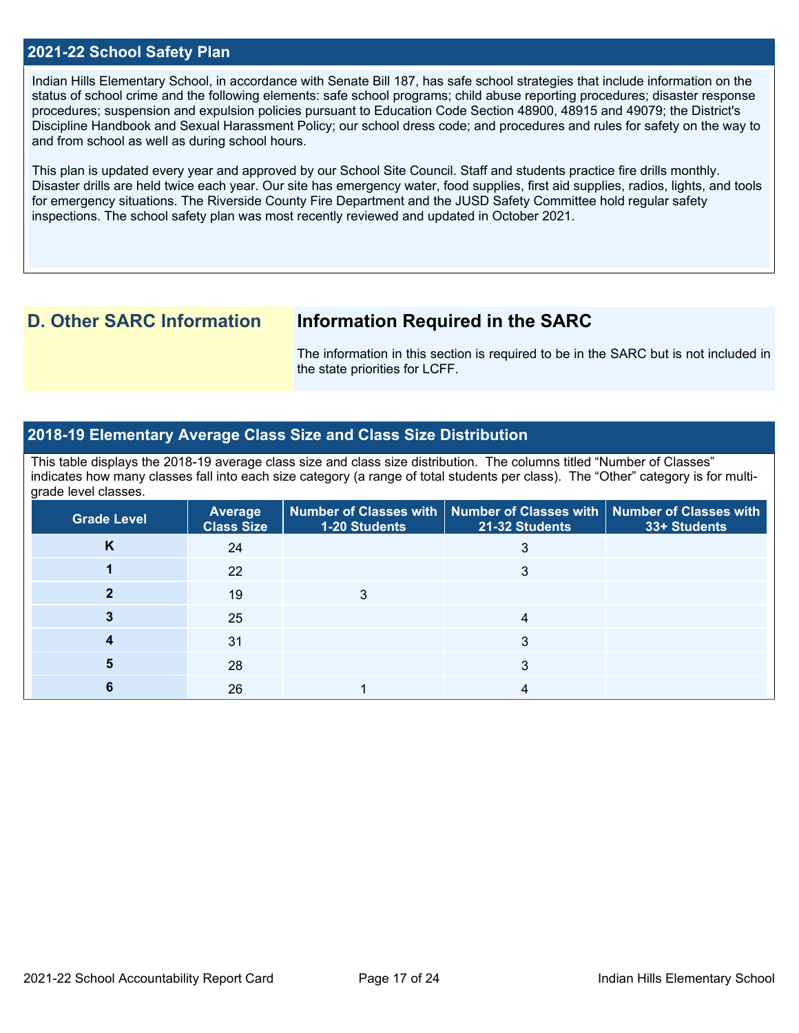## 2021-22 School Safety Plan

Indian Hills Elementary School, in accordance with Senate Bill 187, has safe school strategies that include information on the status of school crime and the following elements: safe school programs; child abuse reporting procedures; disaster response procedures; suspension and expulsion policies pursuant to Education Code Section 48900, 48915 and 49079; the District's Discipline Handbook and Sexual Harassment Policy; our school dress code; and procedures and rules for safety on the way to and from school as well as during school hours.

This plan is updated every year and approved by our School Site Council. Staff and students practice fire drills monthly. Disaster drills are held twice each year. Our site has emergency water, food supplies, first aid supplies, radios, lights, and tools for emergency situations. The Riverside County Fire Department and the JUSD Safety Committee hold regular safety inspections. The school safety plan was most recently reviewed and updated in October 2021.

## D. Other SARC Information

### Information Required in the SARC

The information in this section is required to be in the SARC but is not included in the state priorities for LCFF.

## 2018-19 Elementary Average Class Size and Class Size Distribution

This table displays the 2018-19 average class size and class size distribution. The columns titled "Number of Classes" indicates how many classes fall into each size category (a range of total students per class). The "Other" category is for multi-grade level classes.

| Grade Level | Average Class Size | Number of Classes with 1-20 Students | Number of Classes with 21-32 Students | Number of Classes with 33+ Students |
|---|---|---|---|---|
| K | 24 | | 3 | |
| 1 | 22 | | 3 | |
| 2 | 19 | 3 | | |
| 3 | 25 | | 4 | |
| 4 | 31 | | 3 | |
| 5 | 28 | | 3 | |
| 6 | 26 | 1 | 4 | |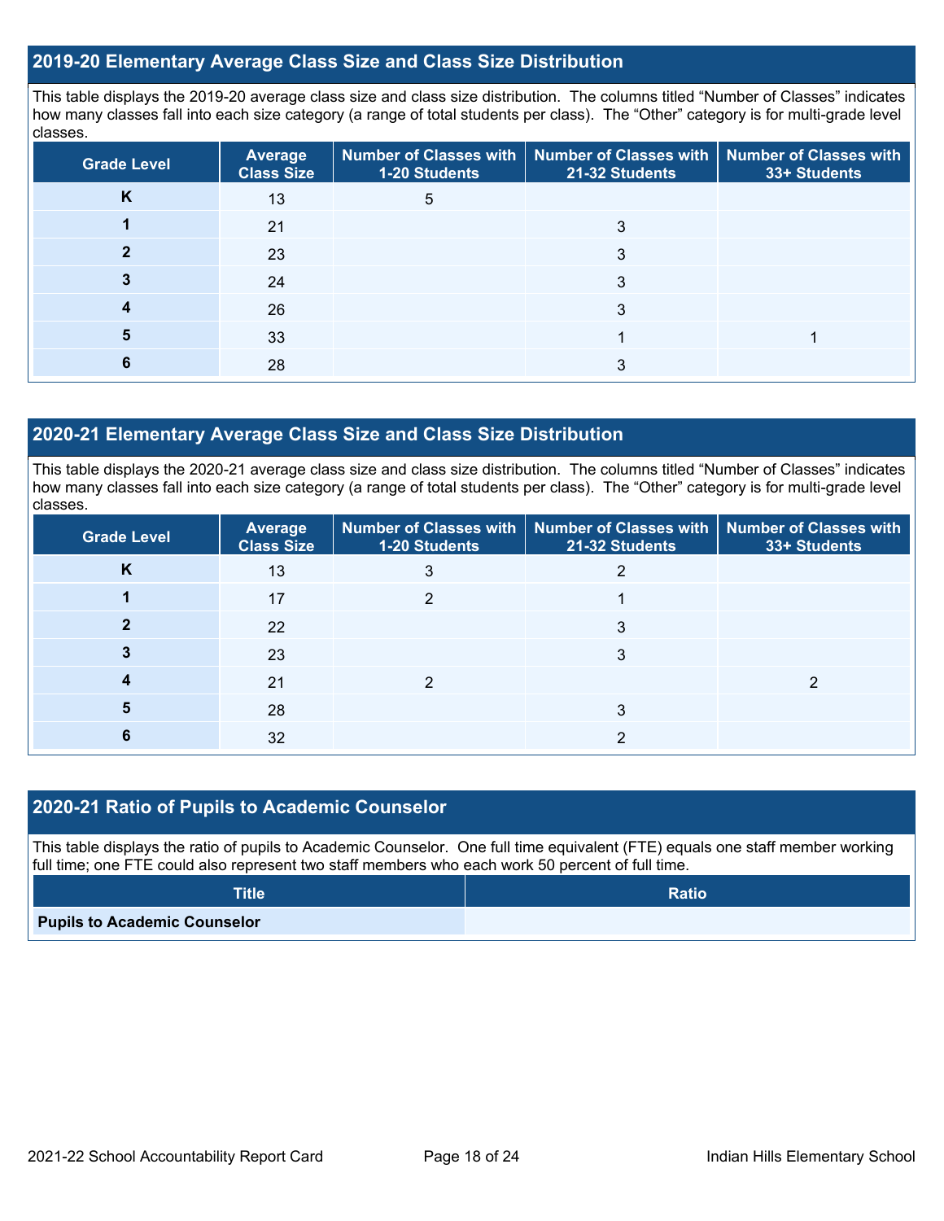## 2019-20 Elementary Average Class Size and Class Size Distribution

This table displays the 2019-20 average class size and class size distribution. The columns titled "Number of Classes" indicates how many classes fall into each size category (a range of total students per class). The "Other" category is for multi-grade level classes.

| Grade Level | Average Class Size | Number of Classes with 1-20 Students | Number of Classes with 21-32 Students | Number of Classes with 33+ Students |
|---|---|---|---|---|
| K | 13 | 5 | | |
| 1 | 21 | | 3 | |
| 2 | 23 | | 3 | |
| 3 | 24 | | 3 | |
| 4 | 26 | | 3 | |
| 5 | 33 | | 1 | 1 |
| 6 | 28 | | 3 | |

## 2020-21 Elementary Average Class Size and Class Size Distribution

This table displays the 2020-21 average class size and class size distribution. The columns titled "Number of Classes" indicates how many classes fall into each size category (a range of total students per class). The "Other" category is for multi-grade level classes.

| Grade Level | Average Class Size | Number of Classes with 1-20 Students | Number of Classes with 21-32 Students | Number of Classes with 33+ Students |
|---|---|---|---|---|
| K | 13 | 3 | 2 | |
| 1 | 17 | 2 | 1 | |
| 2 | 22 | | 3 | |
| 3 | 23 | | 3 | |
| 4 | 21 | 2 | | 2 |
| 5 | 28 | | 3 | |
| 6 | 32 | | 2 | |

## 2020-21 Ratio of Pupils to Academic Counselor

This table displays the ratio of pupils to Academic Counselor. One full time equivalent (FTE) equals one staff member working full time; one FTE could also represent two staff members who each work 50 percent of full time.

| Title | Ratio |
|---|---|
| **Pupils to Academic Counselor** | |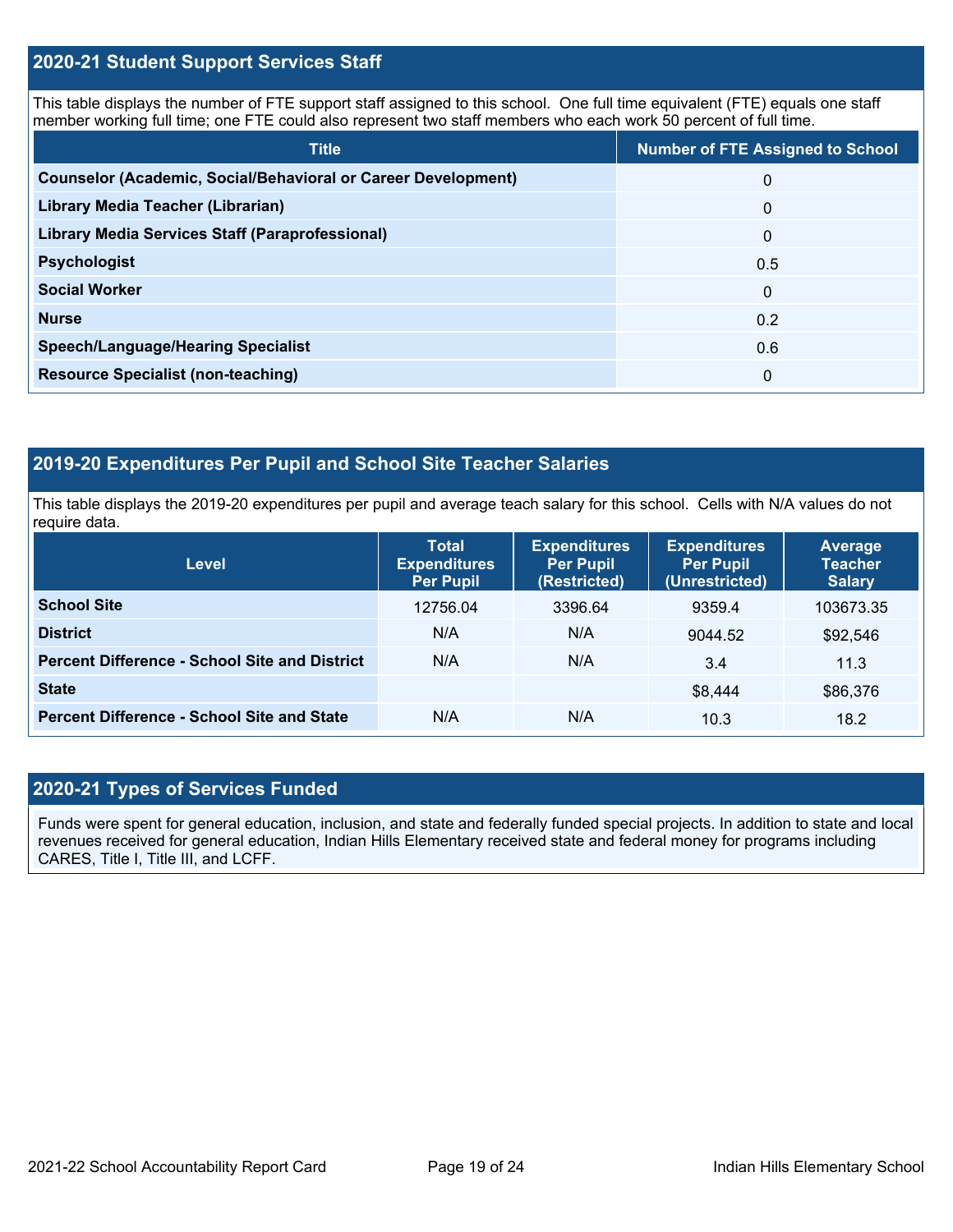## 2020-21 Student Support Services Staff

This table displays the number of FTE support staff assigned to this school. One full time equivalent (FTE) equals one staff member working full time; one FTE could also represent two staff members who each work 50 percent of full time.

| Title | Number of FTE Assigned to School |
|---|---|
| **Counselor (Academic, Social/Behavioral or Career Development)** | 0 |
| **Library Media Teacher (Librarian)** | 0 |
| **Library Media Services Staff (Paraprofessional)** | 0 |
| **Psychologist** | 0.5 |
| **Social Worker** | 0 |
| **Nurse** | 0.2 |
| **Speech/Language/Hearing Specialist** | 0.6 |
| **Resource Specialist (non-teaching)** | 0 |

## 2019-20 Expenditures Per Pupil and School Site Teacher Salaries

This table displays the 2019-20 expenditures per pupil and average teach salary for this school. Cells with N/A values do not require data.

| Level | Total Expenditures Per Pupil | Expenditures Per Pupil (Restricted) | Expenditures Per Pupil (Unrestricted) | Average Teacher Salary |
|---|---|---|---|---|
| **School Site** | 12756.04 | 3396.64 | 9359.4 | 103673.35 |
| **District** | N/A | N/A | 9044.52 | $92,546 |
| **Percent Difference - School Site and District** | N/A | N/A | 3.4 | 11.3 |
| **State** | | | $8,444 | $86,376 |
| **Percent Difference - School Site and State** | N/A | N/A | 10.3 | 18.2 |

## 2020-21 Types of Services Funded

Funds were spent for general education, inclusion, and state and federally funded special projects. In addition to state and local revenues received for general education, Indian Hills Elementary received state and federal money for programs including CARES, Title I, Title III, and LCFF.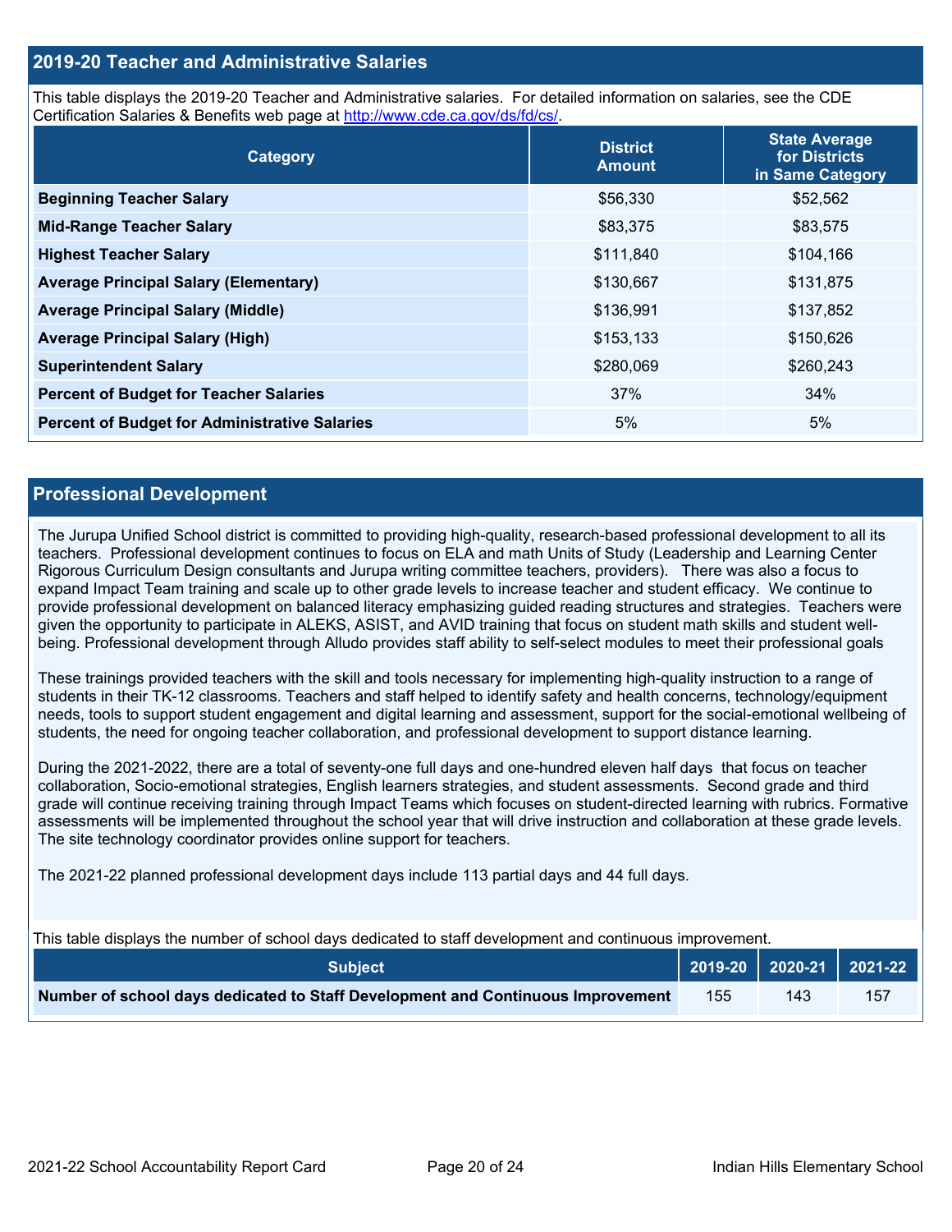## 2019-20 Teacher and Administrative Salaries

This table displays the 2019-20 Teacher and Administrative salaries. For detailed information on salaries, see the CDE Certification Salaries & Benefits web page at http://www.cde.ca.gov/ds/fd/cs/.

| Category | District Amount | State Average for Districts in Same Category |
|---|---|---|
| **Beginning Teacher Salary** | $56,330 | $52,562 |
| **Mid-Range Teacher Salary** | $83,375 | $83,575 |
| **Highest Teacher Salary** | $111,840 | $104,166 |
| **Average Principal Salary (Elementary)** | $130,667 | $131,875 |
| **Average Principal Salary (Middle)** | $136,991 | $137,852 |
| **Average Principal Salary (High)** | $153,133 | $150,626 |
| **Superintendent Salary** | $280,069 | $260,243 |
| **Percent of Budget for Teacher Salaries** | 37% | 34% |
| **Percent of Budget for Administrative Salaries** | 5% | 5% |

## Professional Development

The Jurupa Unified School district is committed to providing high-quality, research-based professional development to all its teachers. Professional development continues to focus on ELA and math Units of Study (Leadership and Learning Center Rigorous Curriculum Design consultants and Jurupa writing committee teachers, providers). There was also a focus to expand Impact Team training and scale up to other grade levels to increase teacher and student efficacy. We continue to provide professional development on balanced literacy emphasizing guided reading structures and strategies. Teachers were given the opportunity to participate in ALEKS, ASIST, and AVID training that focus on student math skills and student well-being. Professional development through Alludo provides staff ability to self-select modules to meet their professional goals

These trainings provided teachers with the skill and tools necessary for implementing high-quality instruction to a range of students in their TK-12 classrooms. Teachers and staff helped to identify safety and health concerns, technology/equipment needs, tools to support student engagement and digital learning and assessment, support for the social-emotional wellbeing of students, the need for ongoing teacher collaboration, and professional development to support distance learning.

During the 2021-2022, there are a total of seventy-one full days and one-hundred eleven half days that focus on teacher collaboration, Socio-emotional strategies, English learners strategies, and student assessments. Second grade and third grade will continue receiving training through Impact Teams which focuses on student-directed learning with rubrics. Formative assessments will be implemented throughout the school year that will drive instruction and collaboration at these grade levels. The site technology coordinator provides online support for teachers.

The 2021-22 planned professional development days include 113 partial days and 44 full days.

This table displays the number of school days dedicated to staff development and continuous improvement.

| Subject | 2019-20 | 2020-21 | 2021-22 |
|---|---|---|---|
| **Number of school days dedicated to Staff Development and Continuous Improvement** | 155 | 143 | 157 |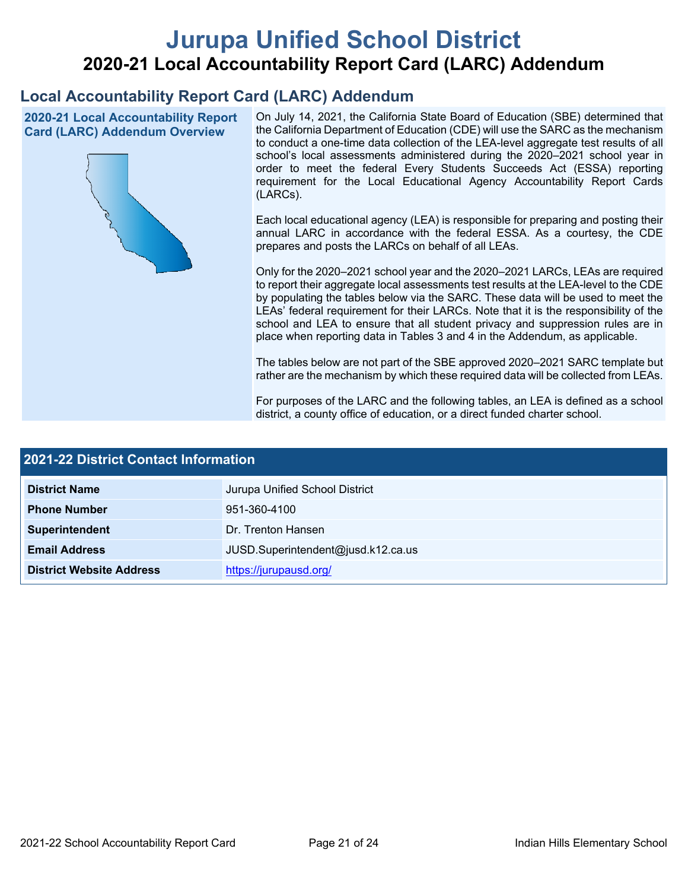# Jurupa Unified School District

## 2020-21 Local Accountability Report Card (LARC) Addendum

### Local Accountability Report Card (LARC) Addendum

**2020-21 Local Accountability Report Card (LARC) Addendum Overview**

On July 14, 2021, the California State Board of Education (SBE) determined that the California Department of Education (CDE) will use the SARC as the mechanism to conduct a one-time data collection of the LEA-level aggregate test results of all school's local assessments administered during the 2020–2021 school year in order to meet the federal Every Students Succeeds Act (ESSA) reporting requirement for the Local Educational Agency Accountability Report Cards (LARCs).

Each local educational agency (LEA) is responsible for preparing and posting their annual LARC in accordance with the federal ESSA. As a courtesy, the CDE prepares and posts the LARCs on behalf of all LEAs.

Only for the 2020–2021 school year and the 2020–2021 LARCs, LEAs are required to report their aggregate local assessments test results at the LEA-level to the CDE by populating the tables below via the SARC. These data will be used to meet the LEAs' federal requirement for their LARCs. Note that it is the responsibility of the school and LEA to ensure that all student privacy and suppression rules are in place when reporting data in Tables 3 and 4 in the Addendum, as applicable.

The tables below are not part of the SBE approved 2020–2021 SARC template but rather are the mechanism by which these required data will be collected from LEAs.

For purposes of the LARC and the following tables, an LEA is defined as a school district, a county office of education, or a direct funded charter school.

| 2021-22 District Contact Information | |
|---|---|
| **District Name** | Jurupa Unified School District |
| **Phone Number** | 951-360-4100 |
| **Superintendent** | Dr. Trenton Hansen |
| **Email Address** | JUSD.Superintendent@jusd.k12.ca.us |
| **District Website Address** | https://jurupausd.org/ |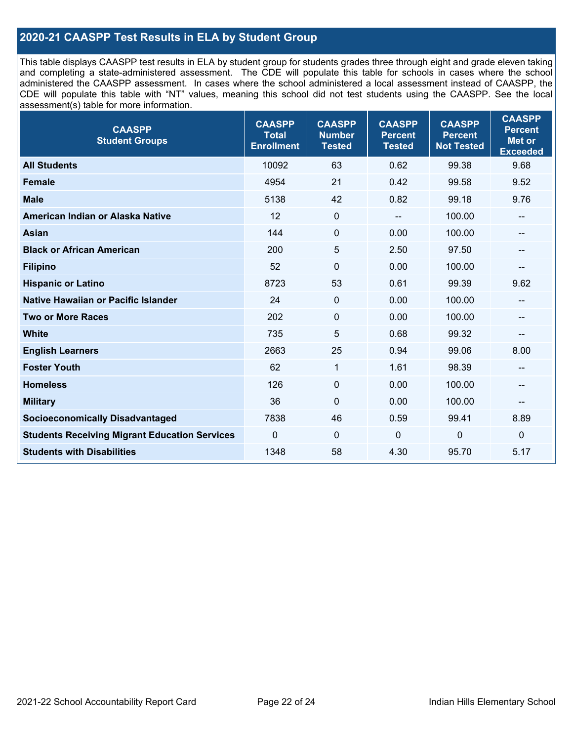## 2020-21 CAASPP Test Results in ELA by Student Group

This table displays CAASPP test results in ELA by student group for students grades three through eight and grade eleven taking and completing a state-administered assessment. The CDE will populate this table for schools in cases where the school administered the CAASPP assessment. In cases where the school administered a local assessment instead of CAASPP, the CDE will populate this table with "NT" values, meaning this school did not test students using the CAASPP. See the local assessment(s) table for more information.

| CAASPP Student Groups | CAASPP Total Enrollment | CAASPP Number Tested | CAASPP Percent Tested | CAASPP Percent Not Tested | CAASPP Percent Met or Exceeded |
|---|---|---|---|---|---|
| **All Students** | 10092 | 63 | 0.62 | 99.38 | 9.68 |
| **Female** | 4954 | 21 | 0.42 | 99.58 | 9.52 |
| **Male** | 5138 | 42 | 0.82 | 99.18 | 9.76 |
| **American Indian or Alaska Native** | 12 | 0 | -- | 100.00 | -- |
| **Asian** | 144 | 0 | 0.00 | 100.00 | -- |
| **Black or African American** | 200 | 5 | 2.50 | 97.50 | -- |
| **Filipino** | 52 | 0 | 0.00 | 100.00 | -- |
| **Hispanic or Latino** | 8723 | 53 | 0.61 | 99.39 | 9.62 |
| **Native Hawaiian or Pacific Islander** | 24 | 0 | 0.00 | 100.00 | -- |
| **Two or More Races** | 202 | 0 | 0.00 | 100.00 | -- |
| **White** | 735 | 5 | 0.68 | 99.32 | -- |
| **English Learners** | 2663 | 25 | 0.94 | 99.06 | 8.00 |
| **Foster Youth** | 62 | 1 | 1.61 | 98.39 | -- |
| **Homeless** | 126 | 0 | 0.00 | 100.00 | -- |
| **Military** | 36 | 0 | 0.00 | 100.00 | -- |
| **Socioeconomically Disadvantaged** | 7838 | 46 | 0.59 | 99.41 | 8.89 |
| **Students Receiving Migrant Education Services** | 0 | 0 | 0 | 0 | 0 |
| **Students with Disabilities** | 1348 | 58 | 4.30 | 95.70 | 5.17 |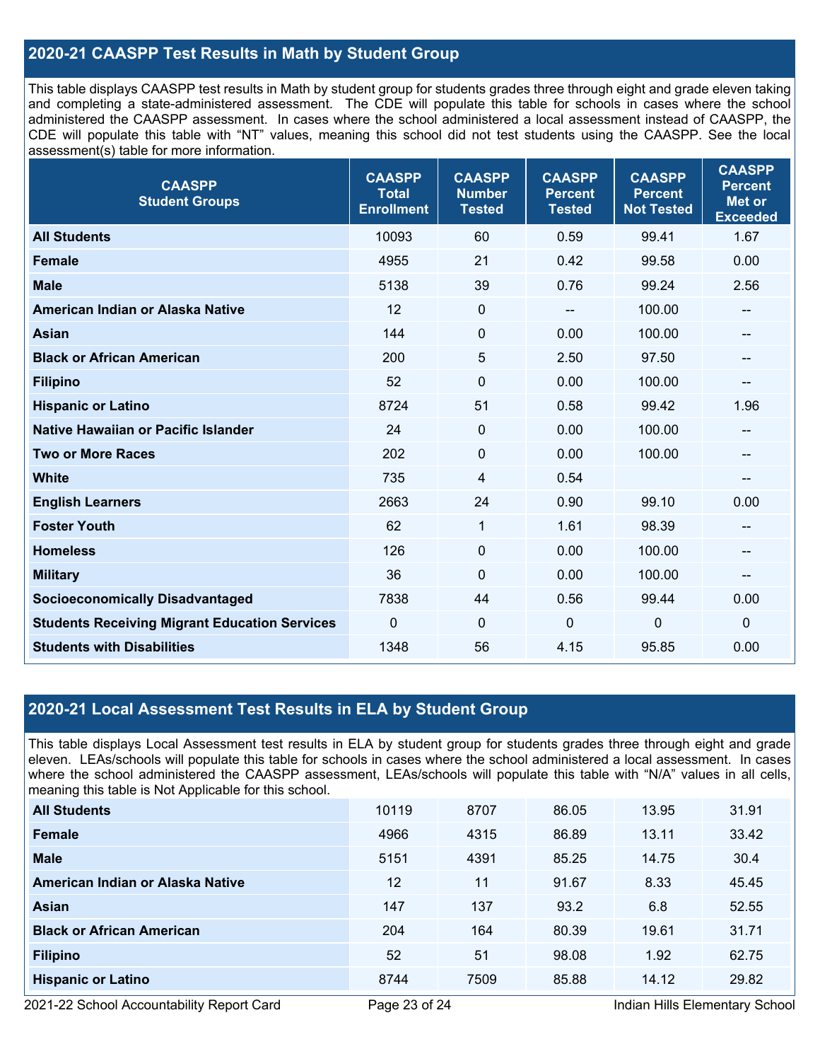## 2020-21 CAASPP Test Results in Math by Student Group

This table displays CAASPP test results in Math by student group for students grades three through eight and grade eleven taking and completing a state-administered assessment. The CDE will populate this table for schools in cases where the school administered the CAASPP assessment. In cases where the school administered a local assessment instead of CAASPP, the CDE will populate this table with "NT" values, meaning this school did not test students using the CAASPP. See the local assessment(s) table for more information.

| CAASPP Student Groups | CAASPP Total Enrollment | CAASPP Number Tested | CAASPP Percent Tested | CAASPP Percent Not Tested | CAASPP Percent Met or Exceeded |
|---|---|---|---|---|---|
| **All Students** | 10093 | 60 | 0.59 | 99.41 | 1.67 |
| **Female** | 4955 | 21 | 0.42 | 99.58 | 0.00 |
| **Male** | 5138 | 39 | 0.76 | 99.24 | 2.56 |
| **American Indian or Alaska Native** | 12 | 0 | -- | 100.00 | -- |
| **Asian** | 144 | 0 | 0.00 | 100.00 | -- |
| **Black or African American** | 200 | 5 | 2.50 | 97.50 | -- |
| **Filipino** | 52 | 0 | 0.00 | 100.00 | -- |
| **Hispanic or Latino** | 8724 | 51 | 0.58 | 99.42 | 1.96 |
| **Native Hawaiian or Pacific Islander** | 24 | 0 | 0.00 | 100.00 | -- |
| **Two or More Races** | 202 | 0 | 0.00 | 100.00 | -- |
| **White** | 735 | 4 | 0.54 | | -- |
| **English Learners** | 2663 | 24 | 0.90 | 99.10 | 0.00 |
| **Foster Youth** | 62 | 1 | 1.61 | 98.39 | -- |
| **Homeless** | 126 | 0 | 0.00 | 100.00 | -- |
| **Military** | 36 | 0 | 0.00 | 100.00 | -- |
| **Socioeconomically Disadvantaged** | 7838 | 44 | 0.56 | 99.44 | 0.00 |
| **Students Receiving Migrant Education Services** | 0 | 0 | 0 | 0 | 0 |
| **Students with Disabilities** | 1348 | 56 | 4.15 | 95.85 | 0.00 |

## 2020-21 Local Assessment Test Results in ELA by Student Group

This table displays Local Assessment test results in ELA by student group for students grades three through eight and grade eleven. LEAs/schools will populate this table for schools in cases where the school administered a local assessment. In cases where the school administered the CAASPP assessment, LEAs/schools will populate this table with "N/A" values in all cells, meaning this table is Not Applicable for this school.

| | | | | | |
|---|---|---|---|---|---|
| **All Students** | 10119 | 8707 | 86.05 | 13.95 | 31.91 |
| **Female** | 4966 | 4315 | 86.89 | 13.11 | 33.42 |
| **Male** | 5151 | 4391 | 85.25 | 14.75 | 30.4 |
| **American Indian or Alaska Native** | 12 | 11 | 91.67 | 8.33 | 45.45 |
| **Asian** | 147 | 137 | 93.2 | 6.8 | 52.55 |
| **Black or African American** | 204 | 164 | 80.39 | 19.61 | 31.71 |
| **Filipino** | 52 | 51 | 98.08 | 1.92 | 62.75 |
| **Hispanic or Latino** | 8744 | 7509 | 85.88 | 14.12 | 29.82 |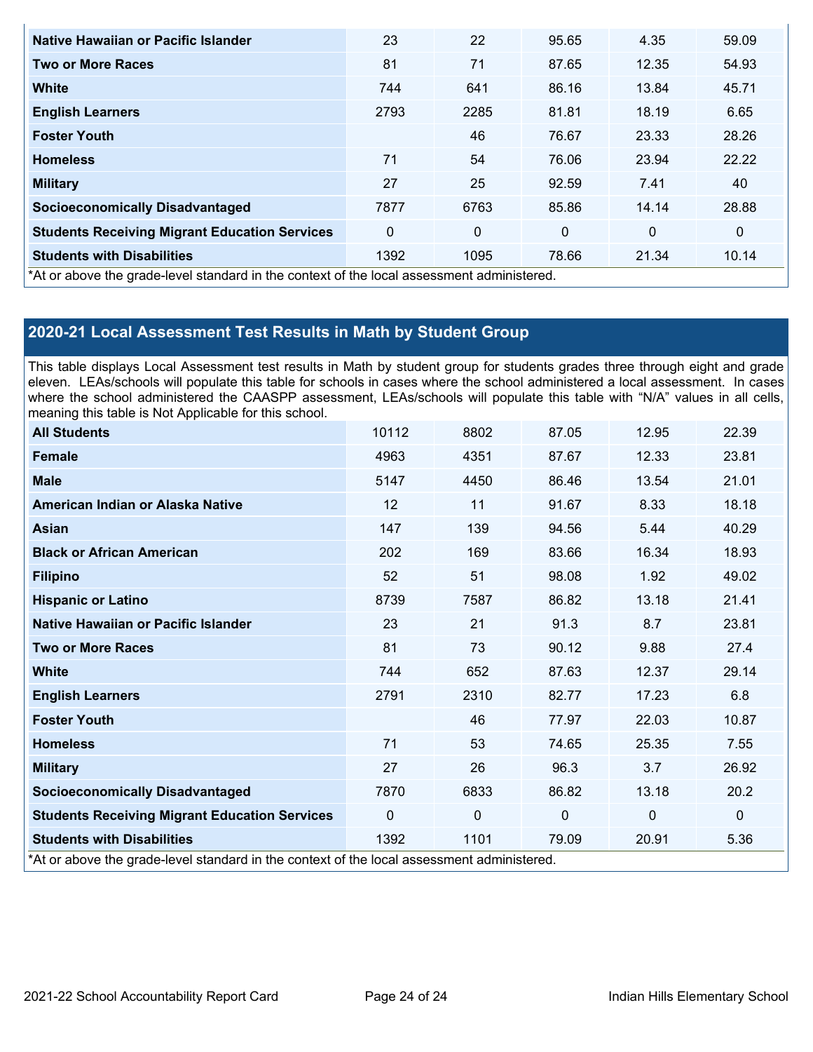| | | | | | |
|---|---|---|---|---|---|
| **Native Hawaiian or Pacific Islander** | 23 | 22 | 95.65 | 4.35 | 59.09 |
| **Two or More Races** | 81 | 71 | 87.65 | 12.35 | 54.93 |
| **White** | 744 | 641 | 86.16 | 13.84 | 45.71 |
| **English Learners** | 2793 | 2285 | 81.81 | 18.19 | 6.65 |
| **Foster Youth** | | 46 | 76.67 | 23.33 | 28.26 |
| **Homeless** | 71 | 54 | 76.06 | 23.94 | 22.22 |
| **Military** | 27 | 25 | 92.59 | 7.41 | 40 |
| **Socioeconomically Disadvantaged** | 7877 | 6763 | 85.86 | 14.14 | 28.88 |
| **Students Receiving Migrant Education Services** | 0 | 0 | 0 | 0 | 0 |
| **Students with Disabilities** | 1392 | 1095 | 78.66 | 21.34 | 10.14 |

*At or above the grade-level standard in the context of the local assessment administered.

## 2020-21 Local Assessment Test Results in Math by Student Group

This table displays Local Assessment test results in Math by student group for students grades three through eight and grade eleven. LEAs/schools will populate this table for schools in cases where the school administered a local assessment. In cases where the school administered the CAASPP assessment, LEAs/schools will populate this table with "N/A" values in all cells, meaning this table is Not Applicable for this school.

| | | | | | |
|---|---|---|---|---|---|
| **All Students** | 10112 | 8802 | 87.05 | 12.95 | 22.39 |
| **Female** | 4963 | 4351 | 87.67 | 12.33 | 23.81 |
| **Male** | 5147 | 4450 | 86.46 | 13.54 | 21.01 |
| **American Indian or Alaska Native** | 12 | 11 | 91.67 | 8.33 | 18.18 |
| **Asian** | 147 | 139 | 94.56 | 5.44 | 40.29 |
| **Black or African American** | 202 | 169 | 83.66 | 16.34 | 18.93 |
| **Filipino** | 52 | 51 | 98.08 | 1.92 | 49.02 |
| **Hispanic or Latino** | 8739 | 7587 | 86.82 | 13.18 | 21.41 |
| **Native Hawaiian or Pacific Islander** | 23 | 21 | 91.3 | 8.7 | 23.81 |
| **Two or More Races** | 81 | 73 | 90.12 | 9.88 | 27.4 |
| **White** | 744 | 652 | 87.63 | 12.37 | 29.14 |
| **English Learners** | 2791 | 2310 | 82.77 | 17.23 | 6.8 |
| **Foster Youth** | | 46 | 77.97 | 22.03 | 10.87 |
| **Homeless** | 71 | 53 | 74.65 | 25.35 | 7.55 |
| **Military** | 27 | 26 | 96.3 | 3.7 | 26.92 |
| **Socioeconomically Disadvantaged** | 7870 | 6833 | 86.82 | 13.18 | 20.2 |
| **Students Receiving Migrant Education Services** | 0 | 0 | 0 | 0 | 0 |
| **Students with Disabilities** | 1392 | 1101 | 79.09 | 20.91 | 5.36 |

*At or above the grade-level standard in the context of the local assessment administered.